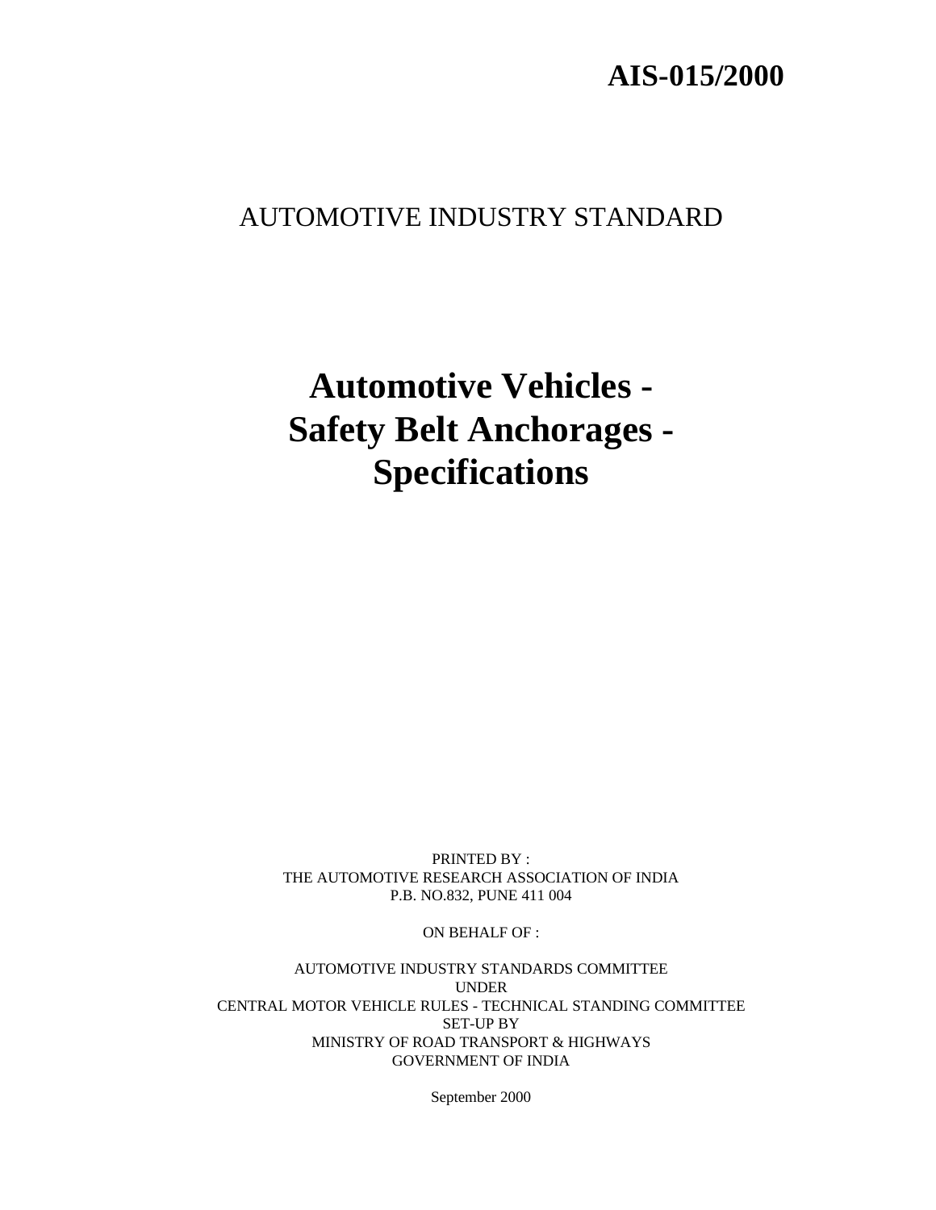**AIS-015/2000**

AUTOMOTIVE INDUSTRY STANDARD

# Automotive Vehicles - Safety Belt Anchorages - Specifications

PRINTED BY :
THE AUTOMOTIVE RESEARCH ASSOCIATION OF INDIA
P.B. NO.832, PUNE 411 004

ON BEHALF OF :

AUTOMOTIVE INDUSTRY STANDARDS COMMITTEE
UNDER
CENTRAL MOTOR VEHICLE RULES - TECHNICAL STANDING COMMITTEE
SET-UP BY
MINISTRY OF ROAD TRANSPORT & HIGHWAYS
GOVERNMENT OF INDIA

September 2000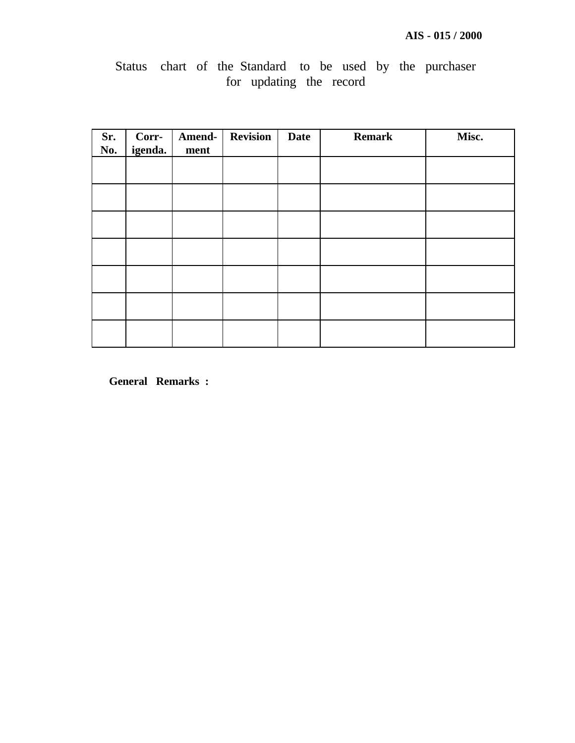Status chart of the Standard to be used by the purchaser for updating the record

| Sr. No. | Corr-igenda. | Amend-ment | Revision | Date | Remark | Misc. |
|---|---|---|---|---|---|---|
| | | | | | | |
| | | | | | | |
| | | | | | | |
| | | | | | | |
| | | | | | | |
| | | | | | | |
| | | | | | | |

**General Remarks :**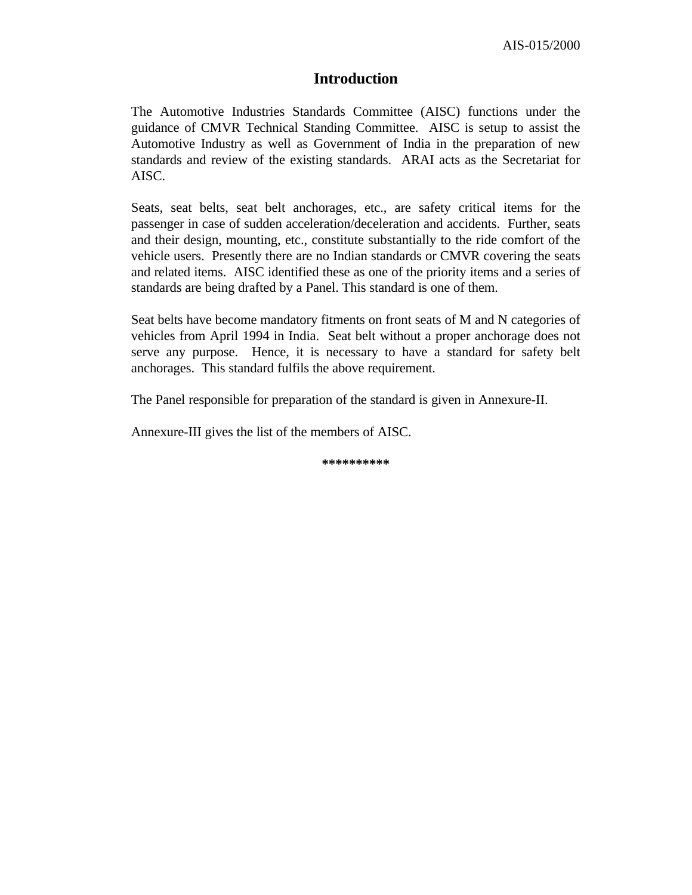# Introduction

The Automotive Industries Standards Committee (AISC) functions under the guidance of CMVR Technical Standing Committee. AISC is setup to assist the Automotive Industry as well as Government of India in the preparation of new standards and review of the existing standards. ARAI acts as the Secretariat for AISC.

Seats, seat belts, seat belt anchorages, etc., are safety critical items for the passenger in case of sudden acceleration/deceleration and accidents. Further, seats and their design, mounting, etc., constitute substantially to the ride comfort of the vehicle users. Presently there are no Indian standards or CMVR covering the seats and related items. AISC identified these as one of the priority items and a series of standards are being drafted by a Panel. This standard is one of them.

Seat belts have become mandatory fitments on front seats of M and N categories of vehicles from April 1994 in India. Seat belt without a proper anchorage does not serve any purpose. Hence, it is necessary to have a standard for safety belt anchorages. This standard fulfils the above requirement.

The Panel responsible for preparation of the standard is given in Annexure-II.

Annexure-III gives the list of the members of AISC.

**********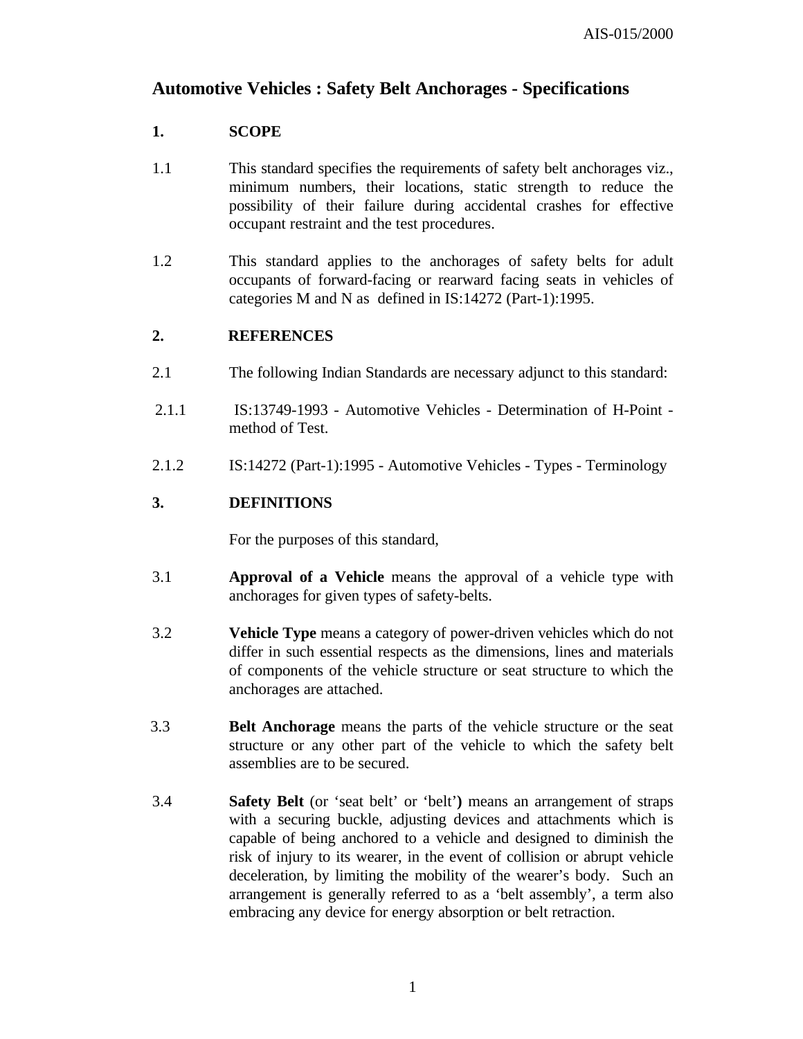# Automotive Vehicles : Safety Belt Anchorages - Specifications

## 1. SCOPE

1.1 This standard specifies the requirements of safety belt anchorages viz., minimum numbers, their locations, static strength to reduce the possibility of their failure during accidental crashes for effective occupant restraint and the test procedures.

1.2 This standard applies to the anchorages of safety belts for adult occupants of forward-facing or rearward facing seats in vehicles of categories M and N as defined in IS:14272 (Part-1):1995.

## 2. REFERENCES

2.1 The following Indian Standards are necessary adjunct to this standard:

2.1.1 IS:13749-1993 - Automotive Vehicles - Determination of H-Point - method of Test.

2.1.2 IS:14272 (Part-1):1995 - Automotive Vehicles - Types - Terminology

## 3. DEFINITIONS

For the purposes of this standard,

3.1 **Approval of a Vehicle** means the approval of a vehicle type with anchorages for given types of safety-belts.

3.2 **Vehicle Type** means a category of power-driven vehicles which do not differ in such essential respects as the dimensions, lines and materials of components of the vehicle structure or seat structure to which the anchorages are attached.

3.3 **Belt Anchorage** means the parts of the vehicle structure or the seat structure or any other part of the vehicle to which the safety belt assemblies are to be secured.

3.4 **Safety Belt** (or 'seat belt' or 'belt'**)** means an arrangement of straps with a securing buckle, adjusting devices and attachments which is capable of being anchored to a vehicle and designed to diminish the risk of injury to its wearer, in the event of collision or abrupt vehicle deceleration, by limiting the mobility of the wearer's body. Such an arrangement is generally referred to as a 'belt assembly', a term also embracing any device for energy absorption or belt retraction.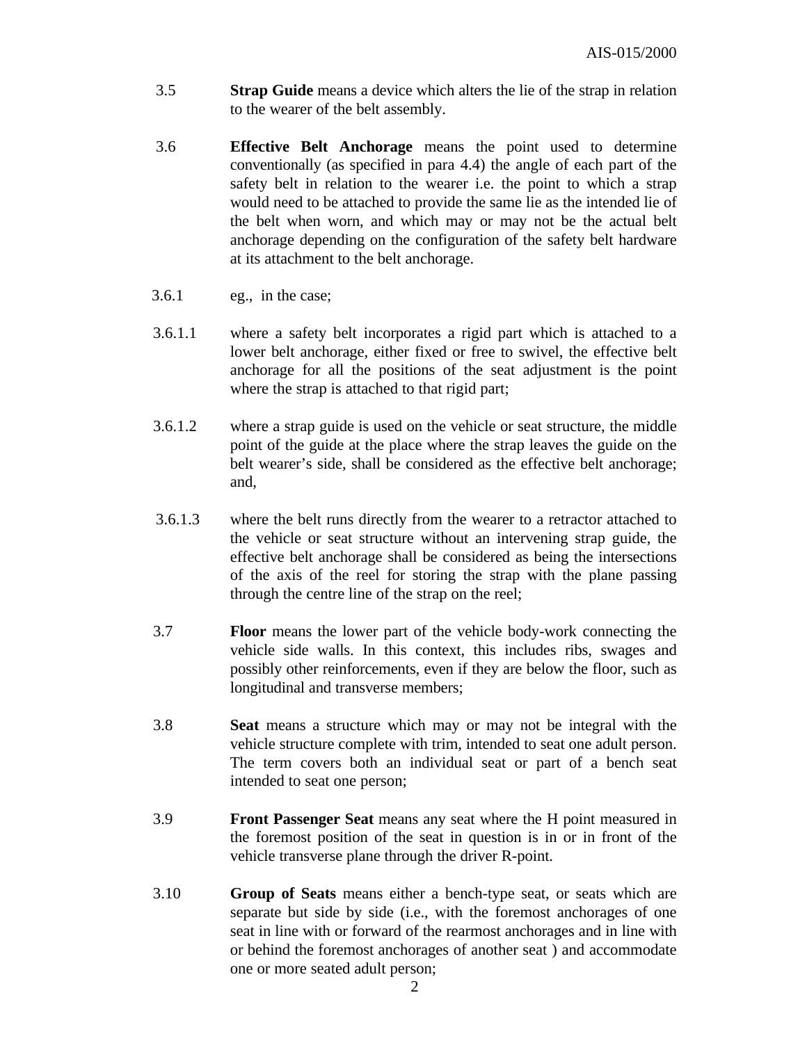3.5 **Strap Guide** means a device which alters the lie of the strap in relation to the wearer of the belt assembly.

3.6 **Effective Belt Anchorage** means the point used to determine conventionally (as specified in para 4.4) the angle of each part of the safety belt in relation to the wearer i.e. the point to which a strap would need to be attached to provide the same lie as the intended lie of the belt when worn, and which may or may not be the actual belt anchorage depending on the configuration of the safety belt hardware at its attachment to the belt anchorage.

3.6.1 eg., in the case;

3.6.1.1 where a safety belt incorporates a rigid part which is attached to a lower belt anchorage, either fixed or free to swivel, the effective belt anchorage for all the positions of the seat adjustment is the point where the strap is attached to that rigid part;

3.6.1.2 where a strap guide is used on the vehicle or seat structure, the middle point of the guide at the place where the strap leaves the guide on the belt wearer's side, shall be considered as the effective belt anchorage; and,

3.6.1.3 where the belt runs directly from the wearer to a retractor attached to the vehicle or seat structure without an intervening strap guide, the effective belt anchorage shall be considered as being the intersections of the axis of the reel for storing the strap with the plane passing through the centre line of the strap on the reel;

3.7 **Floor** means the lower part of the vehicle body-work connecting the vehicle side walls. In this context, this includes ribs, swages and possibly other reinforcements, even if they are below the floor, such as longitudinal and transverse members;

3.8 **Seat** means a structure which may or may not be integral with the vehicle structure complete with trim, intended to seat one adult person. The term covers both an individual seat or part of a bench seat intended to seat one person;

3.9 **Front Passenger Seat** means any seat where the H point measured in the foremost position of the seat in question is in or in front of the vehicle transverse plane through the driver R-point.

3.10 **Group of Seats** means either a bench-type seat, or seats which are separate but side by side (i.e., with the foremost anchorages of one seat in line with or forward of the rearmost anchorages and in line with or behind the foremost anchorages of another seat ) and accommodate one or more seated adult person;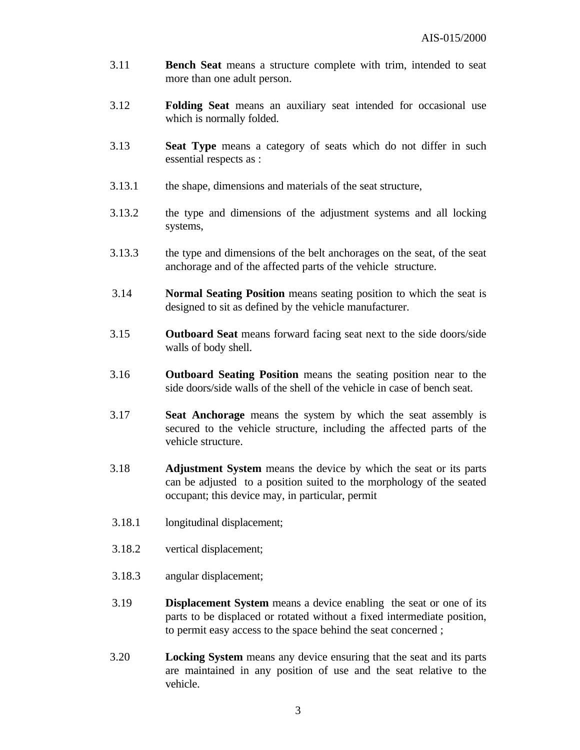3.11 **Bench Seat** means a structure complete with trim, intended to seat more than one adult person.

3.12 **Folding Seat** means an auxiliary seat intended for occasional use which is normally folded.

3.13 **Seat Type** means a category of seats which do not differ in such essential respects as :

3.13.1 the shape, dimensions and materials of the seat structure,

3.13.2 the type and dimensions of the adjustment systems and all locking systems,

3.13.3 the type and dimensions of the belt anchorages on the seat, of the seat anchorage and of the affected parts of the vehicle structure.

3.14 **Normal Seating Position** means seating position to which the seat is designed to sit as defined by the vehicle manufacturer.

3.15 **Outboard Seat** means forward facing seat next to the side doors/side walls of body shell.

3.16 **Outboard Seating Position** means the seating position near to the side doors/side walls of the shell of the vehicle in case of bench seat.

3.17 **Seat Anchorage** means the system by which the seat assembly is secured to the vehicle structure, including the affected parts of the vehicle structure.

3.18 **Adjustment System** means the device by which the seat or its parts can be adjusted to a position suited to the morphology of the seated occupant; this device may, in particular, permit

3.18.1 longitudinal displacement;

3.18.2 vertical displacement;

3.18.3 angular displacement;

3.19 **Displacement System** means a device enabling the seat or one of its parts to be displaced or rotated without a fixed intermediate position, to permit easy access to the space behind the seat concerned ;

3.20 **Locking System** means any device ensuring that the seat and its parts are maintained in any position of use and the seat relative to the vehicle.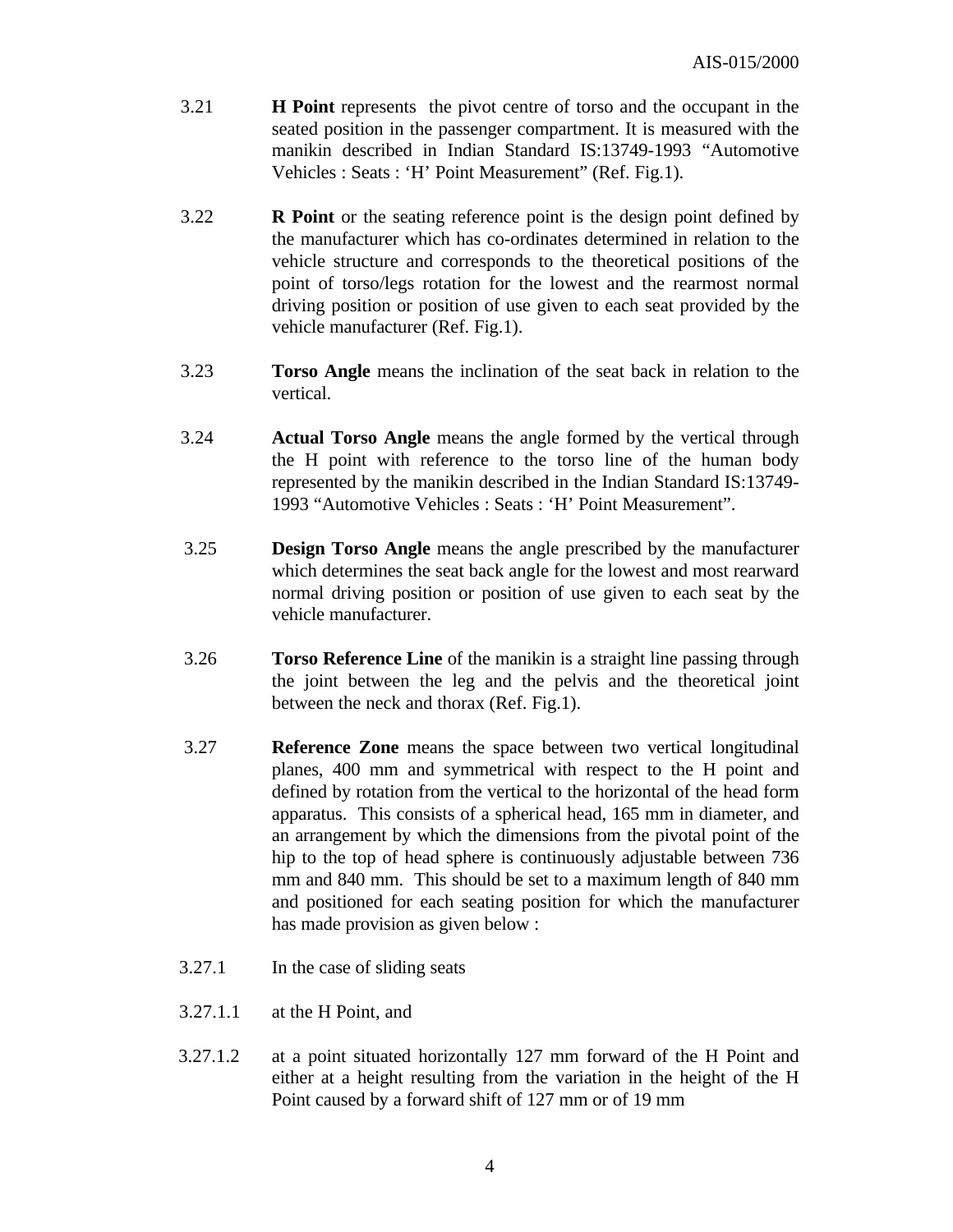3.21 **H Point** represents the pivot centre of torso and the occupant in the seated position in the passenger compartment. It is measured with the manikin described in Indian Standard IS:13749-1993 "Automotive Vehicles : Seats : 'H' Point Measurement" (Ref. Fig.1).

3.22 **R Point** or the seating reference point is the design point defined by the manufacturer which has co-ordinates determined in relation to the vehicle structure and corresponds to the theoretical positions of the point of torso/legs rotation for the lowest and the rearmost normal driving position or position of use given to each seat provided by the vehicle manufacturer (Ref. Fig.1).

3.23 **Torso Angle** means the inclination of the seat back in relation to the vertical.

3.24 **Actual Torso Angle** means the angle formed by the vertical through the H point with reference to the torso line of the human body represented by the manikin described in the Indian Standard IS:13749-1993 "Automotive Vehicles : Seats : 'H' Point Measurement".

3.25 **Design Torso Angle** means the angle prescribed by the manufacturer which determines the seat back angle for the lowest and most rearward normal driving position or position of use given to each seat by the vehicle manufacturer.

3.26 **Torso Reference Line** of the manikin is a straight line passing through the joint between the leg and the pelvis and the theoretical joint between the neck and thorax (Ref. Fig.1).

3.27 **Reference Zone** means the space between two vertical longitudinal planes, 400 mm and symmetrical with respect to the H point and defined by rotation from the vertical to the horizontal of the head form apparatus. This consists of a spherical head, 165 mm in diameter, and an arrangement by which the dimensions from the pivotal point of the hip to the top of head sphere is continuously adjustable between 736 mm and 840 mm. This should be set to a maximum length of 840 mm and positioned for each seating position for which the manufacturer has made provision as given below :

3.27.1 In the case of sliding seats

3.27.1.1 at the H Point, and

3.27.1.2 at a point situated horizontally 127 mm forward of the H Point and either at a height resulting from the variation in the height of the H Point caused by a forward shift of 127 mm or of 19 mm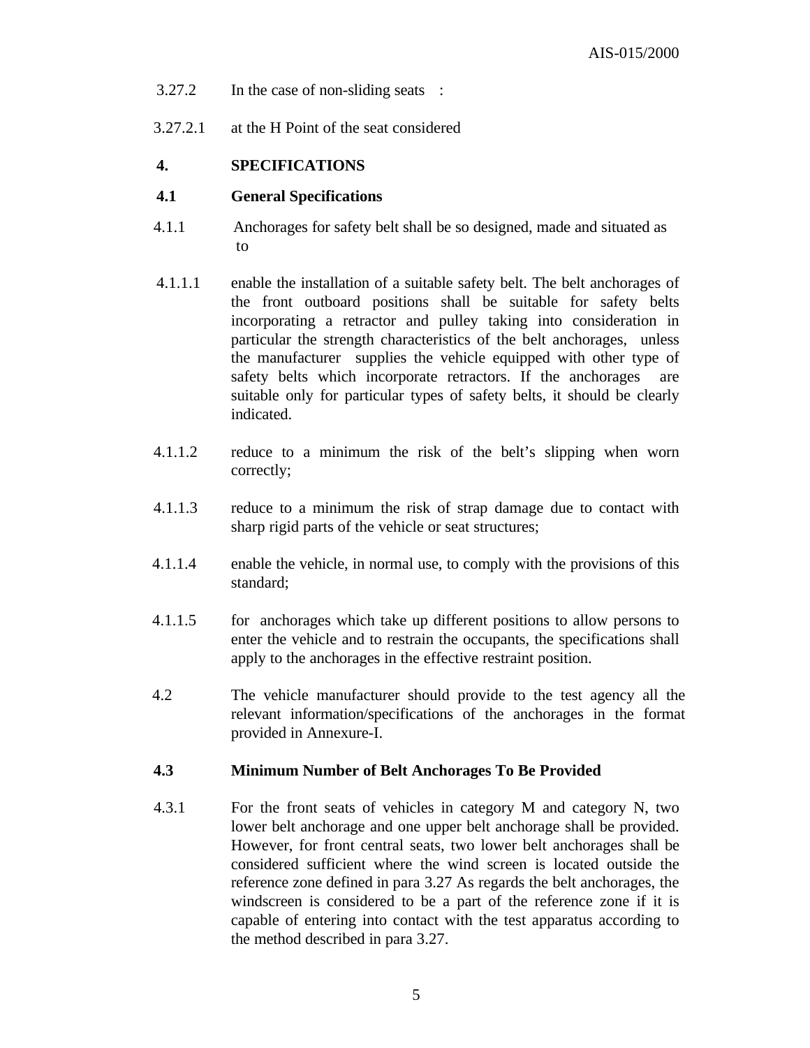3.27.2 In the case of non-sliding seats :

3.27.2.1 at the H Point of the seat considered

## 4. SPECIFICATIONS

### 4.1 General Specifications

4.1.1 Anchorages for safety belt shall be so designed, made and situated as to

4.1.1.1 enable the installation of a suitable safety belt. The belt anchorages of the front outboard positions shall be suitable for safety belts incorporating a retractor and pulley taking into consideration in particular the strength characteristics of the belt anchorages, unless the manufacturer supplies the vehicle equipped with other type of safety belts which incorporate retractors. If the anchorages are suitable only for particular types of safety belts, it should be clearly indicated.

4.1.1.2 reduce to a minimum the risk of the belt's slipping when worn correctly;

4.1.1.3 reduce to a minimum the risk of strap damage due to contact with sharp rigid parts of the vehicle or seat structures;

4.1.1.4 enable the vehicle, in normal use, to comply with the provisions of this standard;

4.1.1.5 for anchorages which take up different positions to allow persons to enter the vehicle and to restrain the occupants, the specifications shall apply to the anchorages in the effective restraint position.

4.2 The vehicle manufacturer should provide to the test agency all the relevant information/specifications of the anchorages in the format provided in Annexure-I.

### 4.3 Minimum Number of Belt Anchorages To Be Provided

4.3.1 For the front seats of vehicles in category M and category N, two lower belt anchorage and one upper belt anchorage shall be provided. However, for front central seats, two lower belt anchorages shall be considered sufficient where the wind screen is located outside the reference zone defined in para 3.27 As regards the belt anchorages, the windscreen is considered to be a part of the reference zone if it is capable of entering into contact with the test apparatus according to the method described in para 3.27.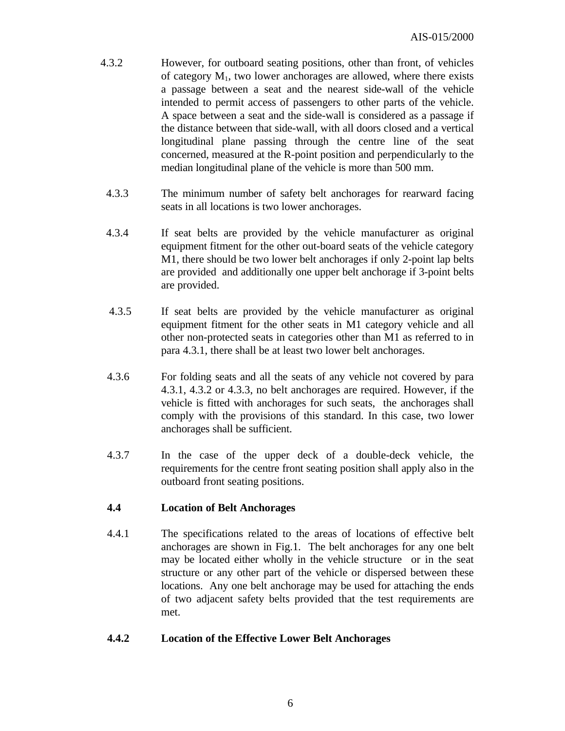4.3.2 However, for outboard seating positions, other than front, of vehicles of category $M_1$, two lower anchorages are allowed, where there exists a passage between a seat and the nearest side-wall of the vehicle intended to permit access of passengers to other parts of the vehicle. A space between a seat and the side-wall is considered as a passage if the distance between that side-wall, with all doors closed and a vertical longitudinal plane passing through the centre line of the seat concerned, measured at the R-point position and perpendicularly to the median longitudinal plane of the vehicle is more than 500 mm.

4.3.3 The minimum number of safety belt anchorages for rearward facing seats in all locations is two lower anchorages.

4.3.4 If seat belts are provided by the vehicle manufacturer as original equipment fitment for the other out-board seats of the vehicle category M1, there should be two lower belt anchorages if only 2-point lap belts are provided and additionally one upper belt anchorage if 3-point belts are provided.

4.3.5 If seat belts are provided by the vehicle manufacturer as original equipment fitment for the other seats in M1 category vehicle and all other non-protected seats in categories other than M1 as referred to in para 4.3.1, there shall be at least two lower belt anchorages.

4.3.6 For folding seats and all the seats of any vehicle not covered by para 4.3.1, 4.3.2 or 4.3.3, no belt anchorages are required. However, if the vehicle is fitted with anchorages for such seats, the anchorages shall comply with the provisions of this standard. In this case, two lower anchorages shall be sufficient.

4.3.7 In the case of the upper deck of a double-deck vehicle, the requirements for the centre front seating position shall apply also in the outboard front seating positions.

**4.4 Location of Belt Anchorages**

4.4.1 The specifications related to the areas of locations of effective belt anchorages are shown in Fig.1. The belt anchorages for any one belt may be located either wholly in the vehicle structure or in the seat structure or any other part of the vehicle or dispersed between these locations. Any one belt anchorage may be used for attaching the ends of two adjacent safety belts provided that the test requirements are met.

**4.4.2 Location of the Effective Lower Belt Anchorages**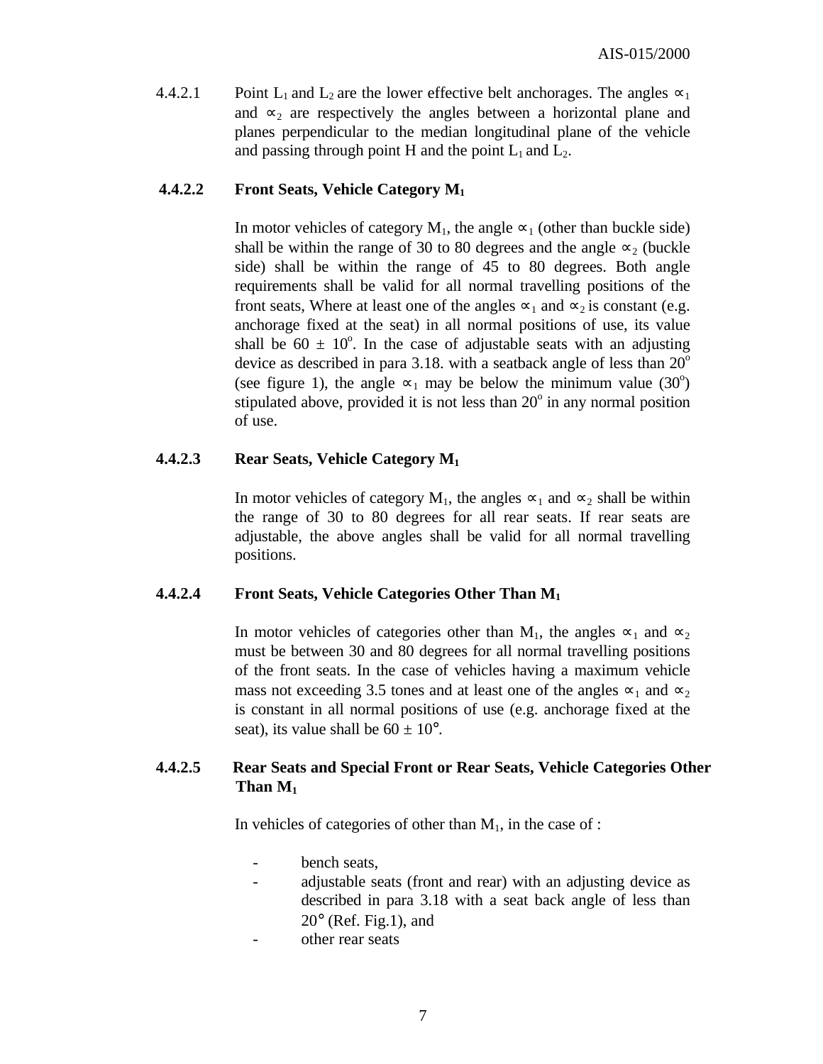4.4.2.1 Point $L_1$ and $L_2$ are the lower effective belt anchorages. The angles $\propto_1$ and $\propto_2$ are respectively the angles between a horizontal plane and planes perpendicular to the median longitudinal plane of the vehicle and passing through point H and the point $L_1$ and $L_2$.

**4.4.2.2 Front Seats, Vehicle Category $M_1$**

In motor vehicles of category $M_1$, the angle $\propto_1$ (other than buckle side) shall be within the range of 30 to 80 degrees and the angle $\propto_2$ (buckle side) shall be within the range of 45 to 80 degrees. Both angle requirements shall be valid for all normal travelling positions of the front seats, Where at least one of the angles $\propto_1$ and $\propto_2$ is constant (e.g. anchorage fixed at the seat) in all normal positions of use, its value shall be $60 \pm 10^o$. In the case of adjustable seats with an adjusting device as described in para 3.18. with a seatback angle of less than $20^o$ (see figure 1), the angle $\propto_1$ may be below the minimum value ($30^o$) stipulated above, provided it is not less than $20^o$ in any normal position of use.

**4.4.2.3 Rear Seats, Vehicle Category $M_1$**

In motor vehicles of category $M_1$, the angles $\propto_1$ and $\propto_2$ shall be within the range of 30 to 80 degrees for all rear seats. If rear seats are adjustable, the above angles shall be valid for all normal travelling positions.

**4.4.2.4 Front Seats, Vehicle Categories Other Than $M_1$**

In motor vehicles of categories other than $M_1$, the angles $\propto_1$ and $\propto_2$ must be between 30 and 80 degrees for all normal travelling positions of the front seats. In the case of vehicles having a maximum vehicle mass not exceeding 3.5 tones and at least one of the angles $\propto_1$ and $\propto_2$ is constant in all normal positions of use (e.g. anchorage fixed at the seat), its value shall be $60 \pm 10°$.

**4.4.2.5 Rear Seats and Special Front or Rear Seats, Vehicle Categories Other Than $M_1$**

In vehicles of categories of other than $M_1$, in the case of :

- bench seats,
- adjustable seats (front and rear) with an adjusting device as described in para 3.18 with a seat back angle of less than $20°$ (Ref. Fig.1), and
- other rear seats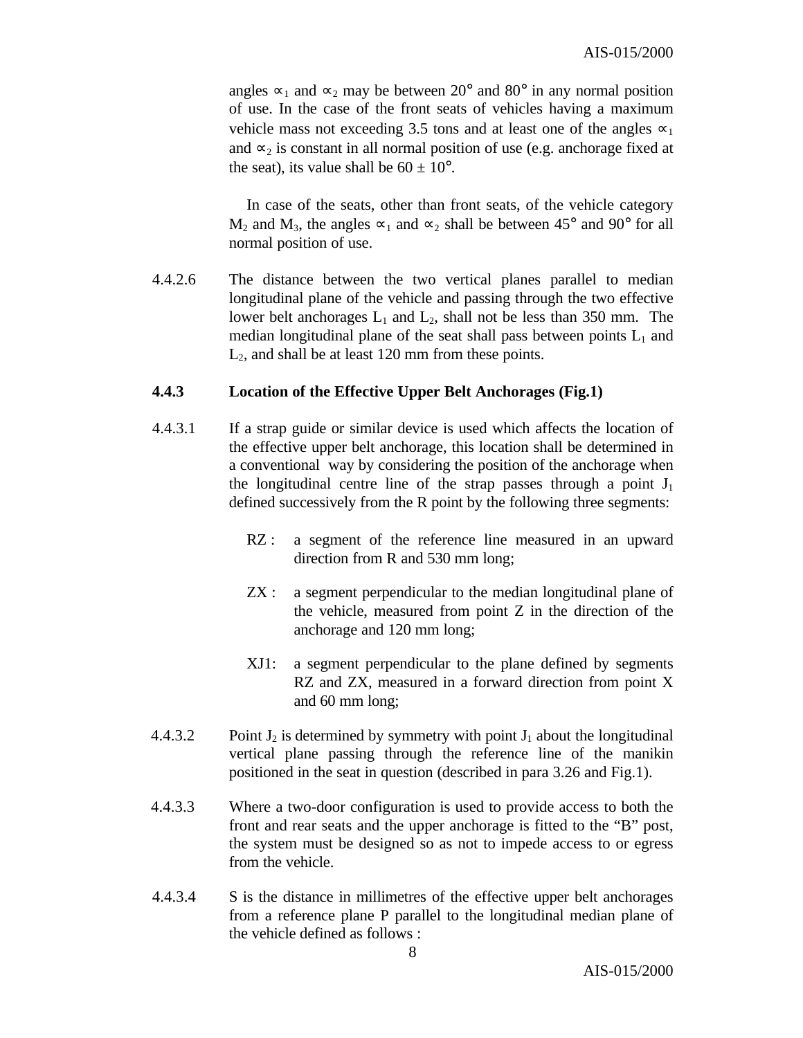angles $\propto_1$ and $\propto_2$ may be between 20° and 80° in any normal position of use. In the case of the front seats of vehicles having a maximum vehicle mass not exceeding 3.5 tons and at least one of the angles $\propto_1$ and $\propto_2$ is constant in all normal position of use (e.g. anchorage fixed at the seat), its value shall be 60 ± 10°.

In case of the seats, other than front seats, of the vehicle category $M_2$ and $M_3$, the angles $\propto_1$ and $\propto_2$ shall be between 45° and 90° for all normal position of use.

4.4.2.6 The distance between the two vertical planes parallel to median longitudinal plane of the vehicle and passing through the two effective lower belt anchorages $L_1$ and $L_2$, shall not be less than 350 mm. The median longitudinal plane of the seat shall pass between points $L_1$ and $L_2$, and shall be at least 120 mm from these points.

**4.4.3 Location of the Effective Upper Belt Anchorages (Fig.1)**

4.4.3.1 If a strap guide or similar device is used which affects the location of the effective upper belt anchorage, this location shall be determined in a conventional way by considering the position of the anchorage when the longitudinal centre line of the strap passes through a point $J_1$ defined successively from the R point by the following three segments:

- RZ : a segment of the reference line measured in an upward direction from R and 530 mm long;
- ZX : a segment perpendicular to the median longitudinal plane of the vehicle, measured from point Z in the direction of the anchorage and 120 mm long;
- XJ1: a segment perpendicular to the plane defined by segments RZ and ZX, measured in a forward direction from point X and 60 mm long;

4.4.3.2 Point $J_2$ is determined by symmetry with point $J_1$ about the longitudinal vertical plane passing through the reference line of the manikin positioned in the seat in question (described in para 3.26 and Fig.1).

4.4.3.3 Where a two-door configuration is used to provide access to both the front and rear seats and the upper anchorage is fitted to the "B" post, the system must be designed so as not to impede access to or egress from the vehicle.

4.4.3.4 S is the distance in millimetres of the effective upper belt anchorages from a reference plane P parallel to the longitudinal median plane of the vehicle defined as follows :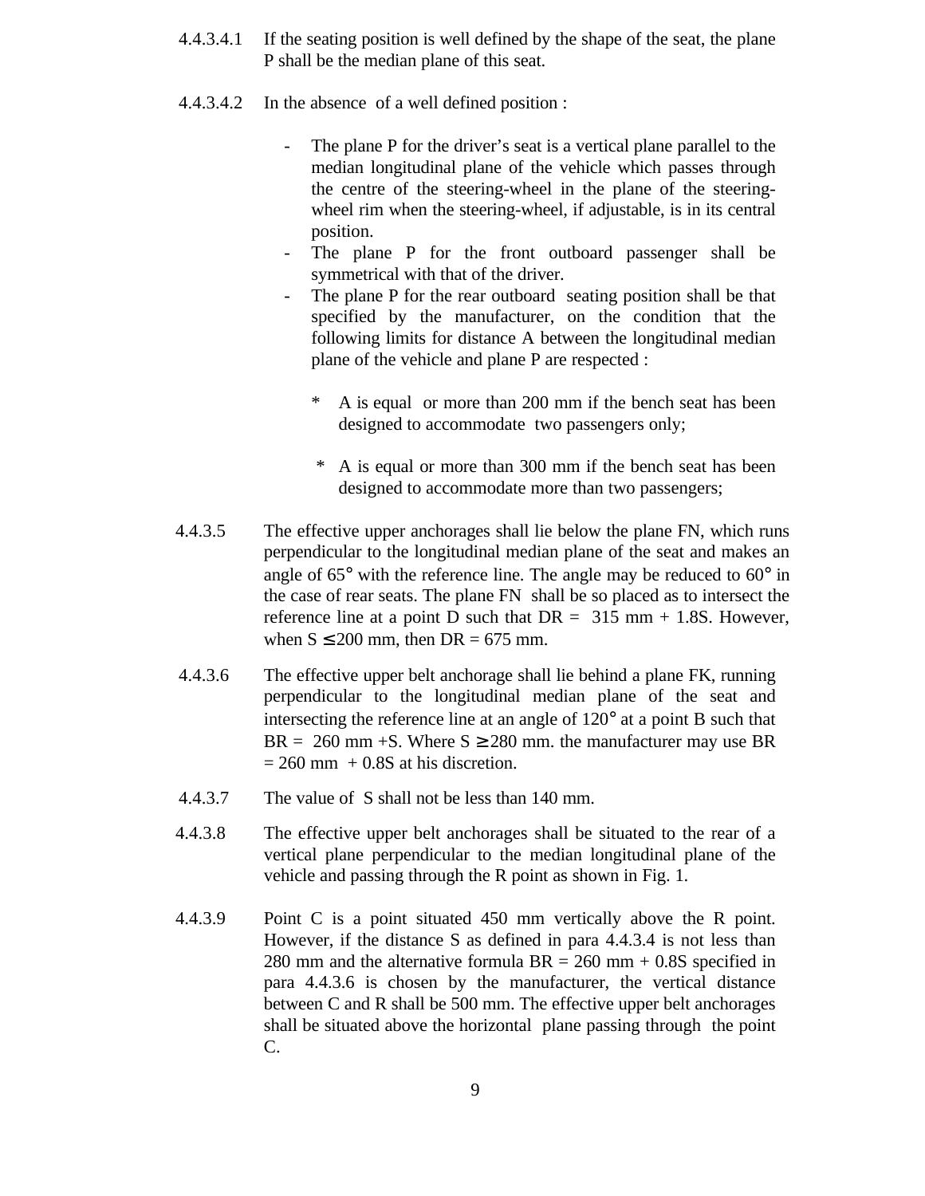4.4.3.4.1 If the seating position is well defined by the shape of the seat, the plane P shall be the median plane of this seat.

4.4.3.4.2 In the absence of a well defined position :

- The plane P for the driver's seat is a vertical plane parallel to the median longitudinal plane of the vehicle which passes through the centre of the steering-wheel in the plane of the steering-wheel rim when the steering-wheel, if adjustable, is in its central position.
- The plane P for the front outboard passenger shall be symmetrical with that of the driver.
- The plane P for the rear outboard seating position shall be that specified by the manufacturer, on the condition that the following limits for distance A between the longitudinal median plane of the vehicle and plane P are respected :

  * A is equal or more than 200 mm if the bench seat has been designed to accommodate two passengers only;

  * A is equal or more than 300 mm if the bench seat has been designed to accommodate more than two passengers;

4.4.3.5 The effective upper anchorages shall lie below the plane FN, which runs perpendicular to the longitudinal median plane of the seat and makes an angle of 65° with the reference line. The angle may be reduced to 60° in the case of rear seats. The plane FN shall be so placed as to intersect the reference line at a point D such that DR = 315 mm + 1.8S. However, when $S \leq 200$ mm, then DR = 675 mm.

4.4.3.6 The effective upper belt anchorage shall lie behind a plane FK, running perpendicular to the longitudinal median plane of the seat and intersecting the reference line at an angle of 120° at a point B such that BR = 260 mm +S. Where $S \geq 280$ mm. the manufacturer may use BR = 260 mm + 0.8S at his discretion.

4.4.3.7 The value of S shall not be less than 140 mm.

4.4.3.8 The effective upper belt anchorages shall be situated to the rear of a vertical plane perpendicular to the median longitudinal plane of the vehicle and passing through the R point as shown in Fig. 1.

4.4.3.9 Point C is a point situated 450 mm vertically above the R point. However, if the distance S as defined in para 4.4.3.4 is not less than 280 mm and the alternative formula BR = 260 mm + 0.8S specified in para 4.4.3.6 is chosen by the manufacturer, the vertical distance between C and R shall be 500 mm. The effective upper belt anchorages shall be situated above the horizontal plane passing through the point C.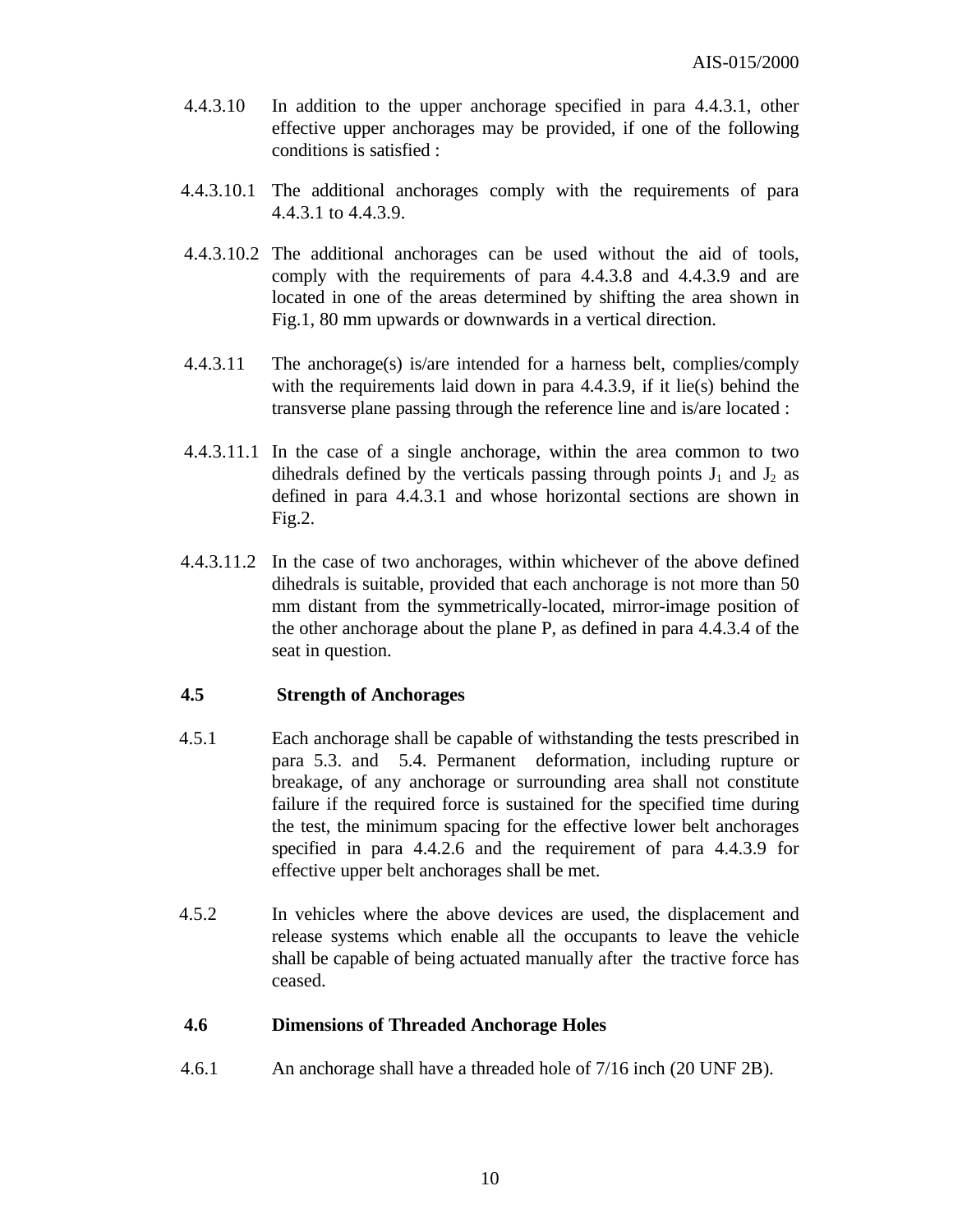4.4.3.10 In addition to the upper anchorage specified in para 4.4.3.1, other effective upper anchorages may be provided, if one of the following conditions is satisfied :

4.4.3.10.1 The additional anchorages comply with the requirements of para 4.4.3.1 to 4.4.3.9.

4.4.3.10.2 The additional anchorages can be used without the aid of tools, comply with the requirements of para 4.4.3.8 and 4.4.3.9 and are located in one of the areas determined by shifting the area shown in Fig.1, 80 mm upwards or downwards in a vertical direction.

4.4.3.11 The anchorage(s) is/are intended for a harness belt, complies/comply with the requirements laid down in para 4.4.3.9, if it lie(s) behind the transverse plane passing through the reference line and is/are located :

4.4.3.11.1 In the case of a single anchorage, within the area common to two dihedrals defined by the verticals passing through points $J_1$ and $J_2$ as defined in para 4.4.3.1 and whose horizontal sections are shown in Fig.2.

4.4.3.11.2 In the case of two anchorages, within whichever of the above defined dihedrals is suitable, provided that each anchorage is not more than 50 mm distant from the symmetrically-located, mirror-image position of the other anchorage about the plane P, as defined in para 4.4.3.4 of the seat in question.

### 4.5 Strength of Anchorages

4.5.1 Each anchorage shall be capable of withstanding the tests prescribed in para 5.3. and 5.4. Permanent deformation, including rupture or breakage, of any anchorage or surrounding area shall not constitute failure if the required force is sustained for the specified time during the test, the minimum spacing for the effective lower belt anchorages specified in para 4.4.2.6 and the requirement of para 4.4.3.9 for effective upper belt anchorages shall be met.

4.5.2 In vehicles where the above devices are used, the displacement and release systems which enable all the occupants to leave the vehicle shall be capable of being actuated manually after the tractive force has ceased.

### 4.6 Dimensions of Threaded Anchorage Holes

4.6.1 An anchorage shall have a threaded hole of 7/16 inch (20 UNF 2B).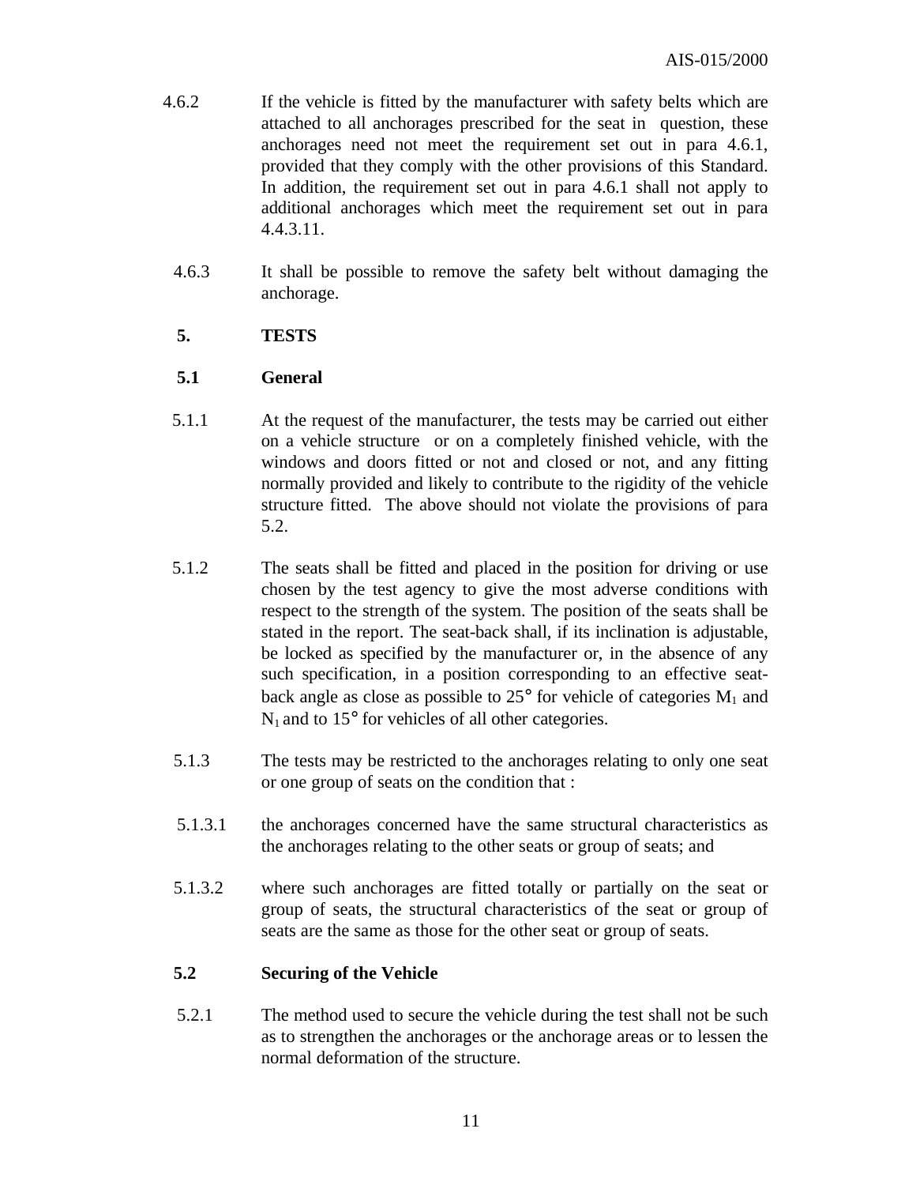4.6.2 If the vehicle is fitted by the manufacturer with safety belts which are attached to all anchorages prescribed for the seat in question, these anchorages need not meet the requirement set out in para 4.6.1, provided that they comply with the other provisions of this Standard. In addition, the requirement set out in para 4.6.1 shall not apply to additional anchorages which meet the requirement set out in para 4.4.3.11.

4.6.3 It shall be possible to remove the safety belt without damaging the anchorage.

## 5. TESTS

### 5.1 General

5.1.1 At the request of the manufacturer, the tests may be carried out either on a vehicle structure or on a completely finished vehicle, with the windows and doors fitted or not and closed or not, and any fitting normally provided and likely to contribute to the rigidity of the vehicle structure fitted. The above should not violate the provisions of para 5.2.

5.1.2 The seats shall be fitted and placed in the position for driving or use chosen by the test agency to give the most adverse conditions with respect to the strength of the system. The position of the seats shall be stated in the report. The seat-back shall, if its inclination is adjustable, be locked as specified by the manufacturer or, in the absence of any such specification, in a position corresponding to an effective seat-back angle as close as possible to 25° for vehicle of categories $M_1$ and $N_1$ and to 15° for vehicles of all other categories.

5.1.3 The tests may be restricted to the anchorages relating to only one seat or one group of seats on the condition that :

5.1.3.1 the anchorages concerned have the same structural characteristics as the anchorages relating to the other seats or group of seats; and

5.1.3.2 where such anchorages are fitted totally or partially on the seat or group of seats, the structural characteristics of the seat or group of seats are the same as those for the other seat or group of seats.

### 5.2 Securing of the Vehicle

5.2.1 The method used to secure the vehicle during the test shall not be such as to strengthen the anchorages or the anchorage areas or to lessen the normal deformation of the structure.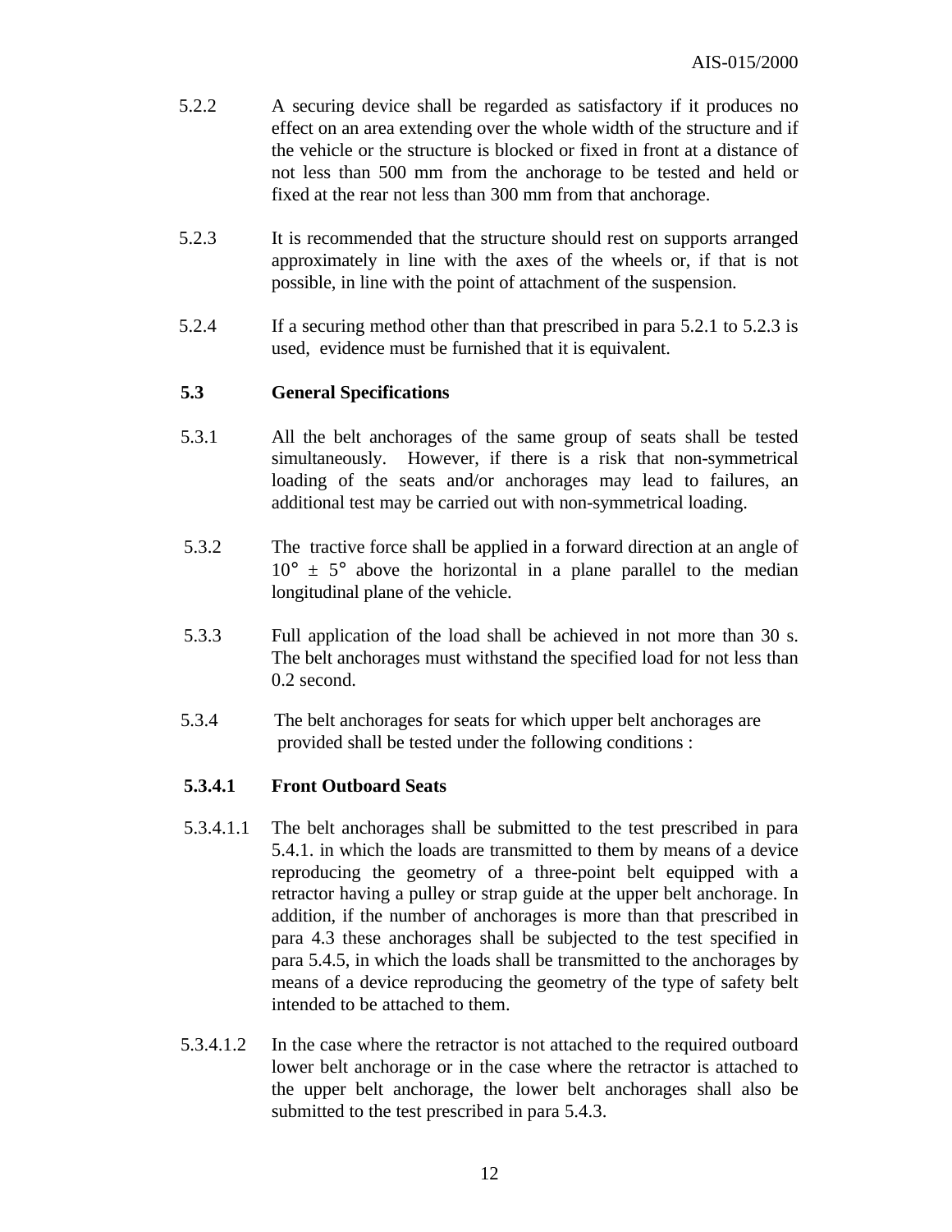5.2.2 A securing device shall be regarded as satisfactory if it produces no effect on an area extending over the whole width of the structure and if the vehicle or the structure is blocked or fixed in front at a distance of not less than 500 mm from the anchorage to be tested and held or fixed at the rear not less than 300 mm from that anchorage.

5.2.3 It is recommended that the structure should rest on supports arranged approximately in line with the axes of the wheels or, if that is not possible, in line with the point of attachment of the suspension.

5.2.4 If a securing method other than that prescribed in para 5.2.1 to 5.2.3 is used, evidence must be furnished that it is equivalent.

**5.3 General Specifications**

5.3.1 All the belt anchorages of the same group of seats shall be tested simultaneously. However, if there is a risk that non-symmetrical loading of the seats and/or anchorages may lead to failures, an additional test may be carried out with non-symmetrical loading.

5.3.2 The tractive force shall be applied in a forward direction at an angle of $10° \pm 5°$ above the horizontal in a plane parallel to the median longitudinal plane of the vehicle.

5.3.3 Full application of the load shall be achieved in not more than 30 s. The belt anchorages must withstand the specified load for not less than 0.2 second.

5.3.4 The belt anchorages for seats for which upper belt anchorages are provided shall be tested under the following conditions :

**5.3.4.1 Front Outboard Seats**

5.3.4.1.1 The belt anchorages shall be submitted to the test prescribed in para 5.4.1. in which the loads are transmitted to them by means of a device reproducing the geometry of a three-point belt equipped with a retractor having a pulley or strap guide at the upper belt anchorage. In addition, if the number of anchorages is more than that prescribed in para 4.3 these anchorages shall be subjected to the test specified in para 5.4.5, in which the loads shall be transmitted to the anchorages by means of a device reproducing the geometry of the type of safety belt intended to be attached to them.

5.3.4.1.2 In the case where the retractor is not attached to the required outboard lower belt anchorage or in the case where the retractor is attached to the upper belt anchorage, the lower belt anchorages shall also be submitted to the test prescribed in para 5.4.3.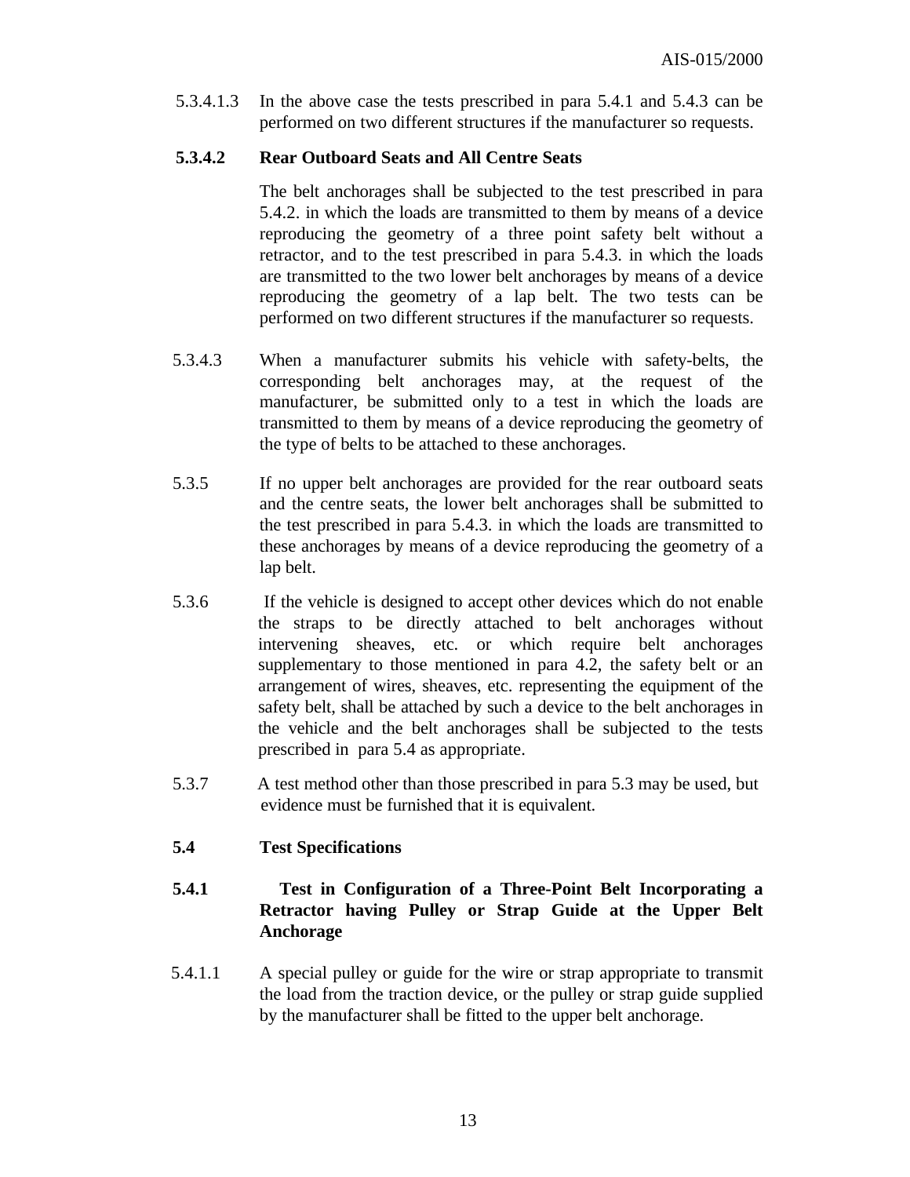5.3.4.1.3 In the above case the tests prescribed in para 5.4.1 and 5.4.3 can be performed on two different structures if the manufacturer so requests.

**5.3.4.2 Rear Outboard Seats and All Centre Seats**

The belt anchorages shall be subjected to the test prescribed in para 5.4.2. in which the loads are transmitted to them by means of a device reproducing the geometry of a three point safety belt without a retractor, and to the test prescribed in para 5.4.3. in which the loads are transmitted to the two lower belt anchorages by means of a device reproducing the geometry of a lap belt. The two tests can be performed on two different structures if the manufacturer so requests.

5.3.4.3 When a manufacturer submits his vehicle with safety-belts, the corresponding belt anchorages may, at the request of the manufacturer, be submitted only to a test in which the loads are transmitted to them by means of a device reproducing the geometry of the type of belts to be attached to these anchorages.

5.3.5 If no upper belt anchorages are provided for the rear outboard seats and the centre seats, the lower belt anchorages shall be submitted to the test prescribed in para 5.4.3. in which the loads are transmitted to these anchorages by means of a device reproducing the geometry of a lap belt.

5.3.6 If the vehicle is designed to accept other devices which do not enable the straps to be directly attached to belt anchorages without intervening sheaves, etc. or which require belt anchorages supplementary to those mentioned in para 4.2, the safety belt or an arrangement of wires, sheaves, etc. representing the equipment of the safety belt, shall be attached by such a device to the belt anchorages in the vehicle and the belt anchorages shall be subjected to the tests prescribed in para 5.4 as appropriate.

5.3.7 A test method other than those prescribed in para 5.3 may be used, but evidence must be furnished that it is equivalent.

**5.4 Test Specifications**

**5.4.1 Test in Configuration of a Three-Point Belt Incorporating a Retractor having Pulley or Strap Guide at the Upper Belt Anchorage**

5.4.1.1 A special pulley or guide for the wire or strap appropriate to transmit the load from the traction device, or the pulley or strap guide supplied by the manufacturer shall be fitted to the upper belt anchorage.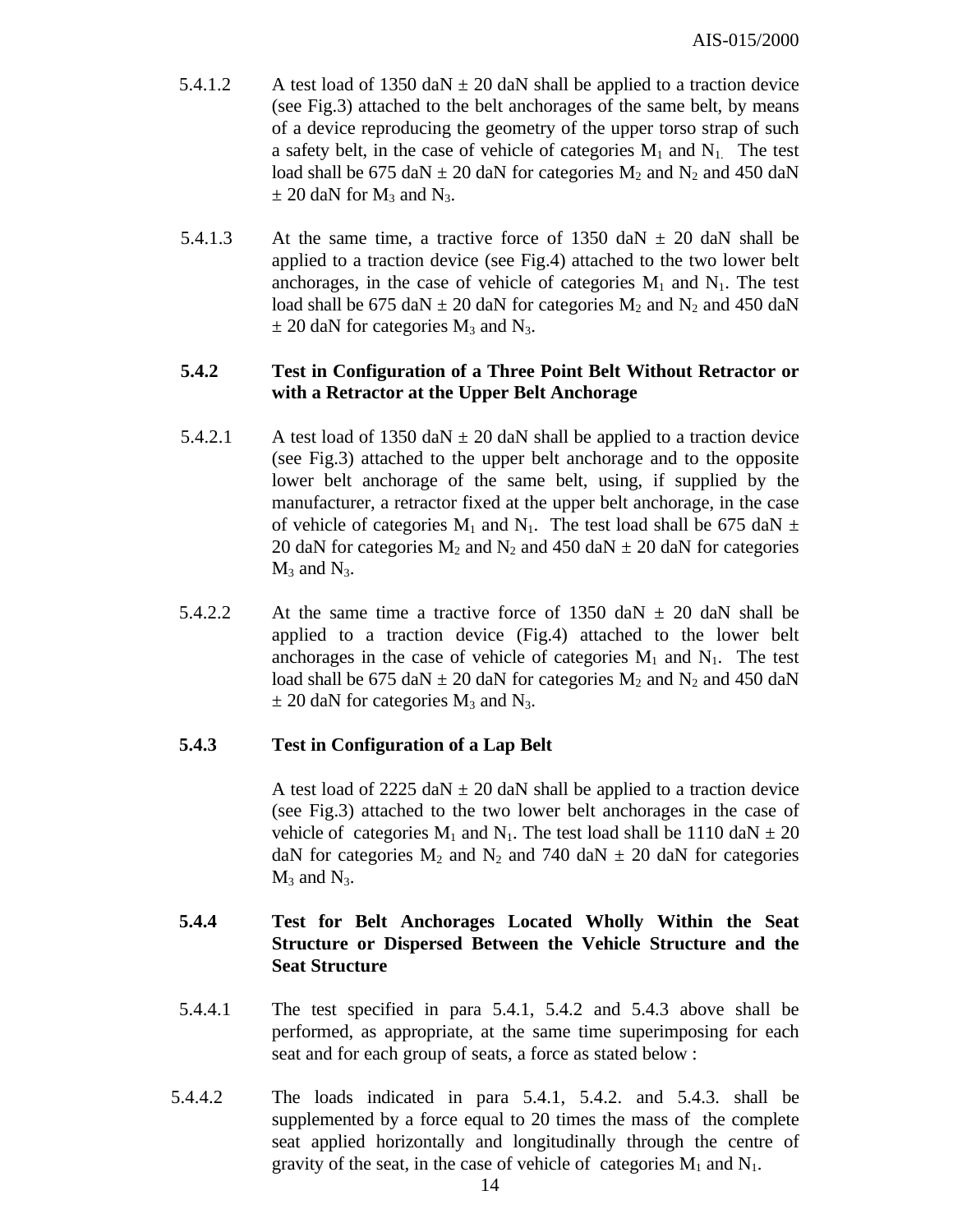5.4.1.2 A test load of 1350 daN ± 20 daN shall be applied to a traction device (see Fig.3) attached to the belt anchorages of the same belt, by means of a device reproducing the geometry of the upper torso strap of such a safety belt, in the case of vehicle of categories $M_1$ and $N_1$. The test load shall be 675 daN ± 20 daN for categories $M_2$ and $N_2$ and 450 daN ± 20 daN for $M_3$ and $N_3$.

5.4.1.3 At the same time, a tractive force of 1350 daN ± 20 daN shall be applied to a traction device (see Fig.4) attached to the two lower belt anchorages, in the case of vehicle of categories $M_1$ and $N_1$. The test load shall be 675 daN ± 20 daN for categories $M_2$ and $N_2$ and 450 daN ± 20 daN for categories $M_3$ and $N_3$.

**5.4.2 Test in Configuration of a Three Point Belt Without Retractor or with a Retractor at the Upper Belt Anchorage**

5.4.2.1 A test load of 1350 daN ± 20 daN shall be applied to a traction device (see Fig.3) attached to the upper belt anchorage and to the opposite lower belt anchorage of the same belt, using, if supplied by the manufacturer, a retractor fixed at the upper belt anchorage, in the case of vehicle of categories $M_1$ and $N_1$. The test load shall be 675 daN ± 20 daN for categories $M_2$ and $N_2$ and 450 daN ± 20 daN for categories $M_3$ and $N_3$.

5.4.2.2 At the same time a tractive force of 1350 daN ± 20 daN shall be applied to a traction device (Fig.4) attached to the lower belt anchorages in the case of vehicle of categories $M_1$ and $N_1$. The test load shall be 675 daN ± 20 daN for categories $M_2$ and $N_2$ and 450 daN ± 20 daN for categories $M_3$ and $N_3$.

**5.4.3 Test in Configuration of a Lap Belt**

A test load of 2225 daN ± 20 daN shall be applied to a traction device (see Fig.3) attached to the two lower belt anchorages in the case of vehicle of categories $M_1$ and $N_1$. The test load shall be 1110 daN ± 20 daN for categories $M_2$ and $N_2$ and 740 daN ± 20 daN for categories $M_3$ and $N_3$.

**5.4.4 Test for Belt Anchorages Located Wholly Within the Seat Structure or Dispersed Between the Vehicle Structure and the Seat Structure**

5.4.4.1 The test specified in para 5.4.1, 5.4.2 and 5.4.3 above shall be performed, as appropriate, at the same time superimposing for each seat and for each group of seats, a force as stated below :

5.4.4.2 The loads indicated in para 5.4.1, 5.4.2. and 5.4.3. shall be supplemented by a force equal to 20 times the mass of the complete seat applied horizontally and longitudinally through the centre of gravity of the seat, in the case of vehicle of categories $M_1$ and $N_1$.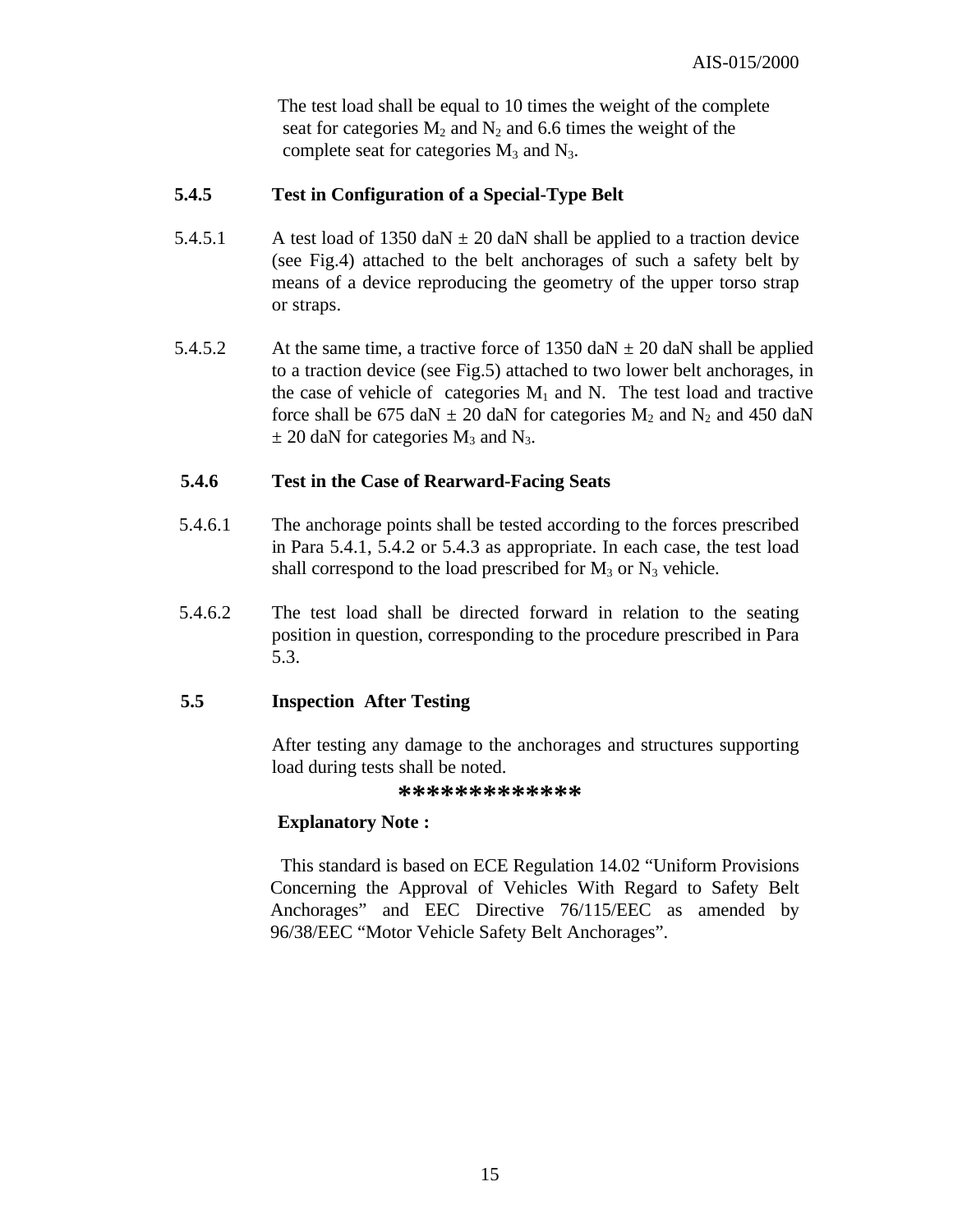The test load shall be equal to 10 times the weight of the complete seat for categories $M_2$ and $N_2$ and 6.6 times the weight of the complete seat for categories $M_3$ and $N_3$.

**5.4.5 Test in Configuration of a Special-Type Belt**

5.4.5.1 A test load of 1350 daN ± 20 daN shall be applied to a traction device (see Fig.4) attached to the belt anchorages of such a safety belt by means of a device reproducing the geometry of the upper torso strap or straps.

5.4.5.2 At the same time, a tractive force of 1350 daN ± 20 daN shall be applied to a traction device (see Fig.5) attached to two lower belt anchorages, in the case of vehicle of categories $M_1$ and N. The test load and tractive force shall be 675 daN ± 20 daN for categories $M_2$ and $N_2$ and 450 daN ± 20 daN for categories $M_3$ and $N_3$.

**5.4.6 Test in the Case of Rearward-Facing Seats**

5.4.6.1 The anchorage points shall be tested according to the forces prescribed in Para 5.4.1, 5.4.2 or 5.4.3 as appropriate. In each case, the test load shall correspond to the load prescribed for $M_3$ or $N_3$ vehicle.

5.4.6.2 The test load shall be directed forward in relation to the seating position in question, corresponding to the procedure prescribed in Para 5.3.

**5.5 Inspection After Testing**

After testing any damage to the anchorages and structures supporting load during tests shall be noted.

*************

**Explanatory Note :**

This standard is based on ECE Regulation 14.02 “Uniform Provisions Concerning the Approval of Vehicles With Regard to Safety Belt Anchorages” and EEC Directive 76/115/EEC as amended by 96/38/EEC “Motor Vehicle Safety Belt Anchorages”.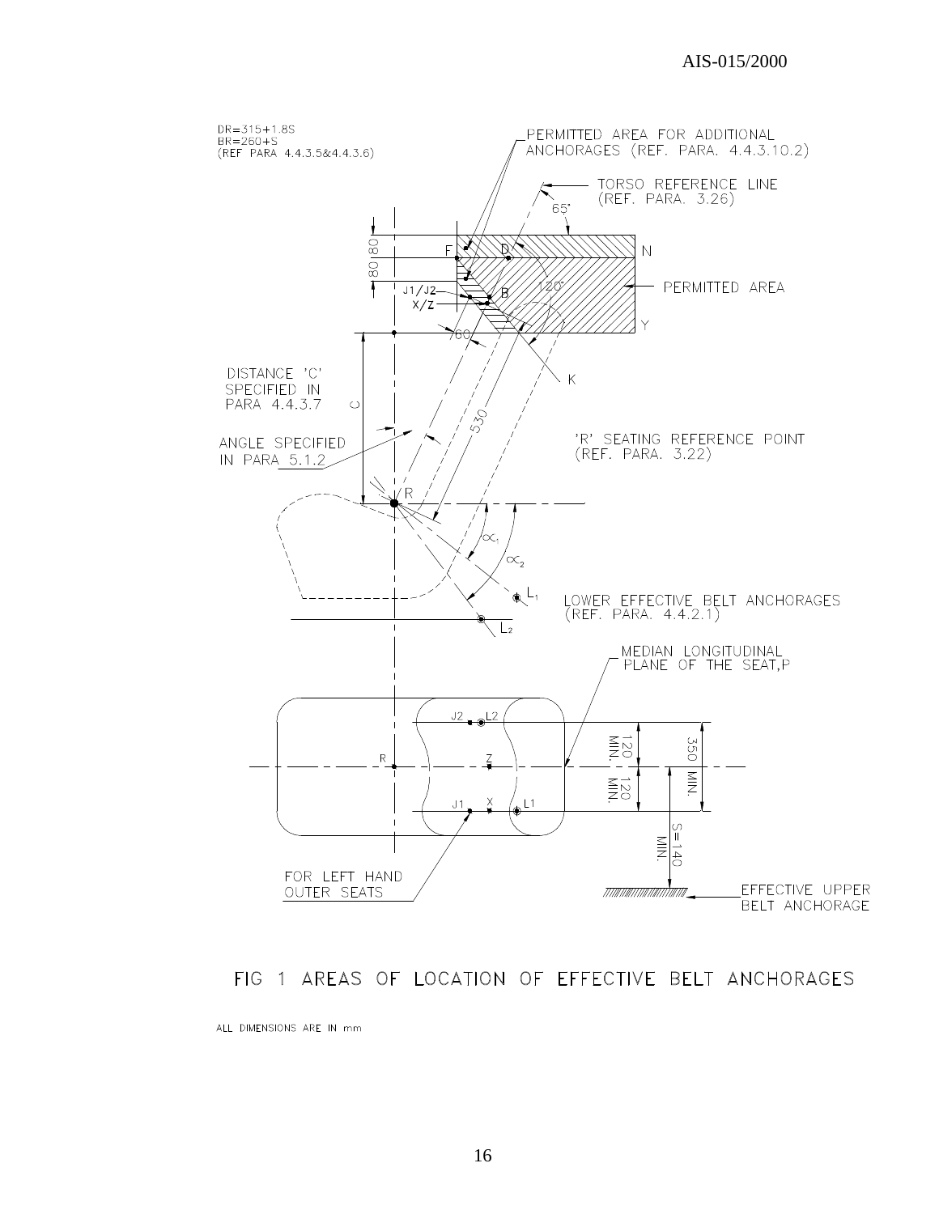DR=315+1.8S
BR=260+S
(REF PARA 4.4.3.5&4.4.3.6)

PERMITTED AREA FOR ADDITIONAL ANCHORAGES (REF. PARA. 4.4.3.10.2)

TORSO REFERENCE LINE (REF. PARA. 3.26)

PERMITTED AREA

DISTANCE 'C' SPECIFIED IN PARA 4.4.3.7

ANGLE SPECIFIED IN PARA 5.1.2

'R' SEATING REFERENCE POINT (REF. PARA. 3.22)

LOWER EFFECTIVE BELT ANCHORAGES (REF. PARA. 4.4.2.1)

MEDIAN LONGITUDINAL PLANE OF THE SEAT, P

FOR LEFT HAND OUTER SEATS

EFFECTIVE UPPER BELT ANCHORAGE

FIG 1 AREAS OF LOCATION OF EFFECTIVE BELT ANCHORAGES

ALL DIMENSIONS ARE IN mm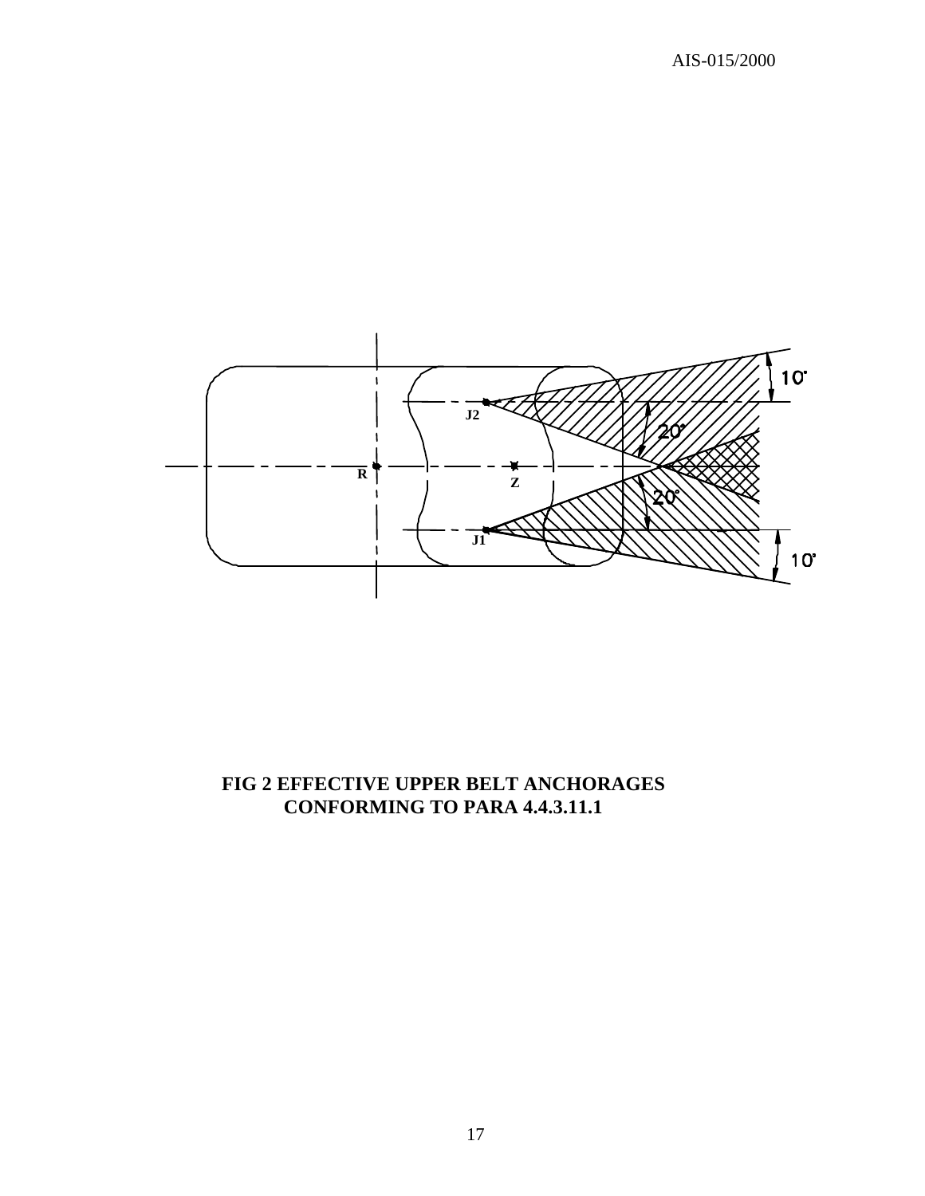**FIG 2 EFFECTIVE UPPER BELT ANCHORAGES CONFORMING TO PARA 4.4.3.11.1**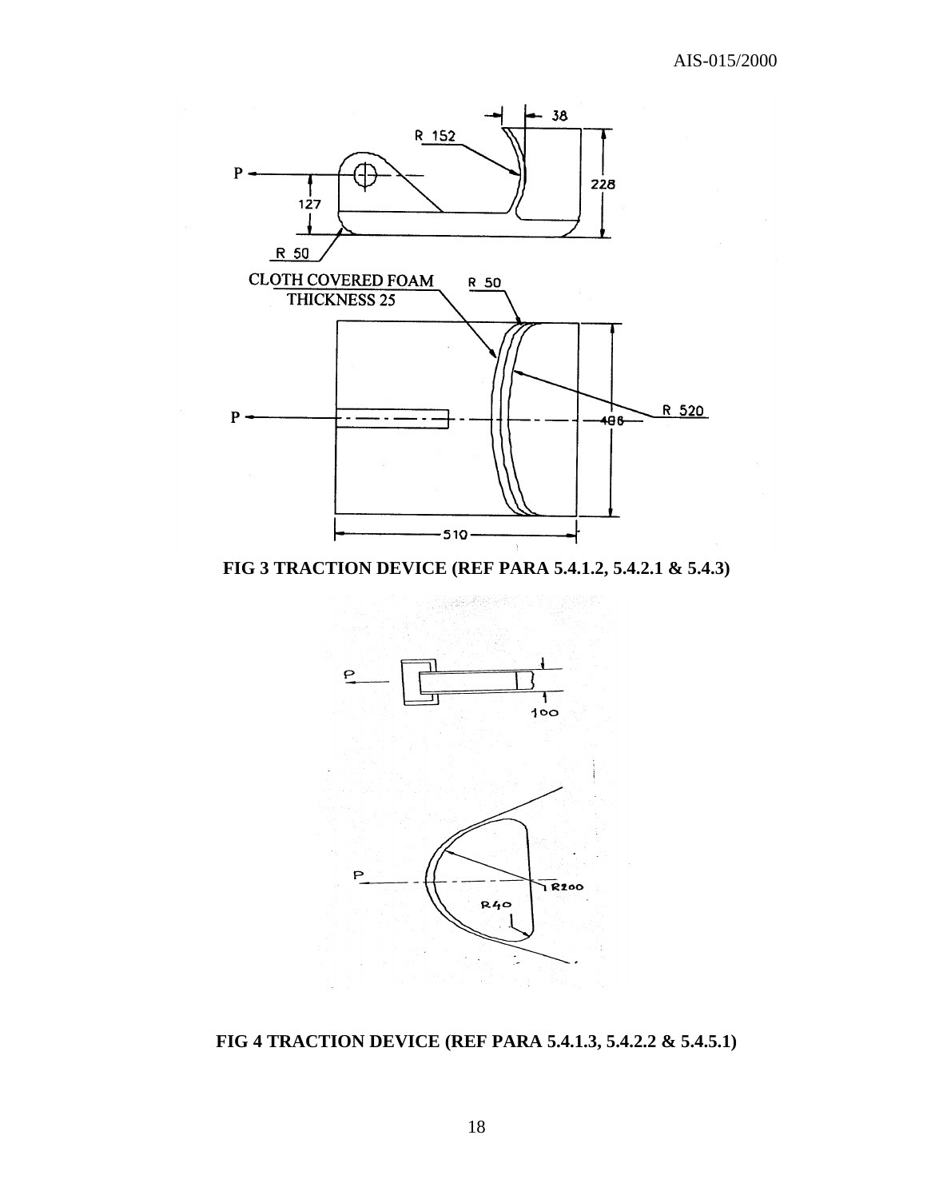FIG 3 TRACTION DEVICE (REF PARA 5.4.1.2, 5.4.2.1 & 5.4.3)

FIG 4 TRACTION DEVICE (REF PARA 5.4.1.3, 5.4.2.2 & 5.4.5.1)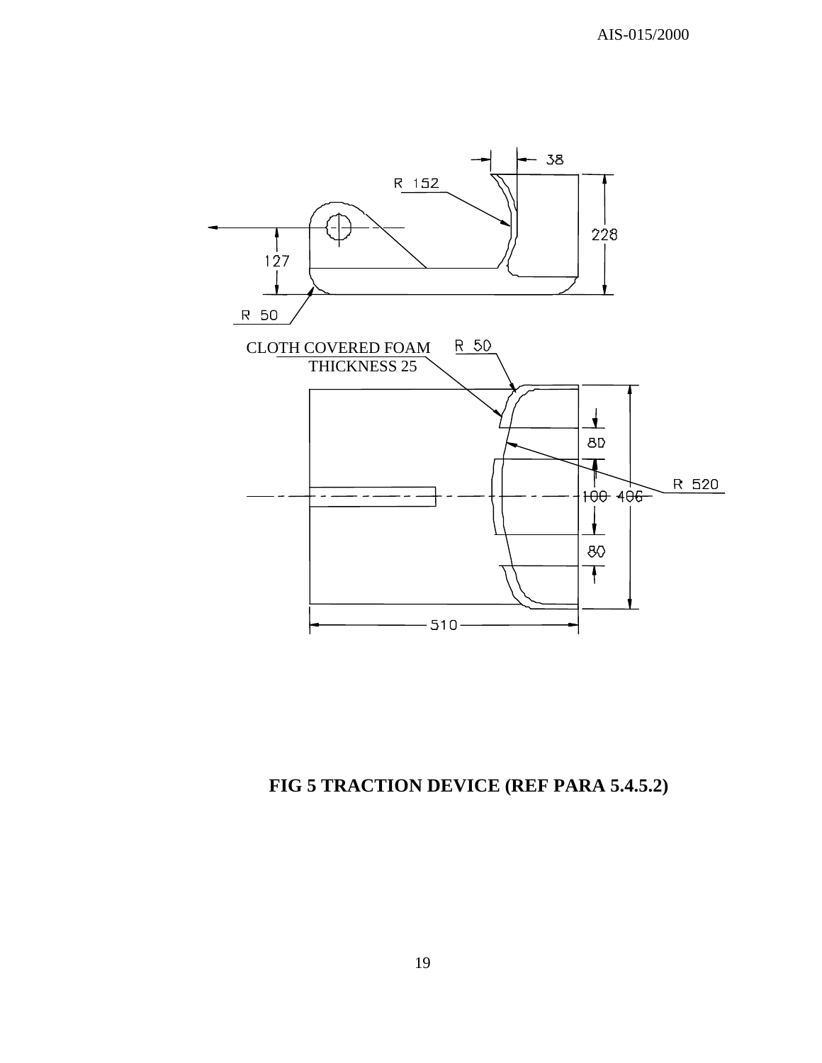CLOTH COVERED FOAM
THICKNESS 25

R 152

R 50

R 50

R 520

38

228

127

80

100

406

80

510

**FIG 5 TRACTION DEVICE (REF PARA 5.4.5.2)**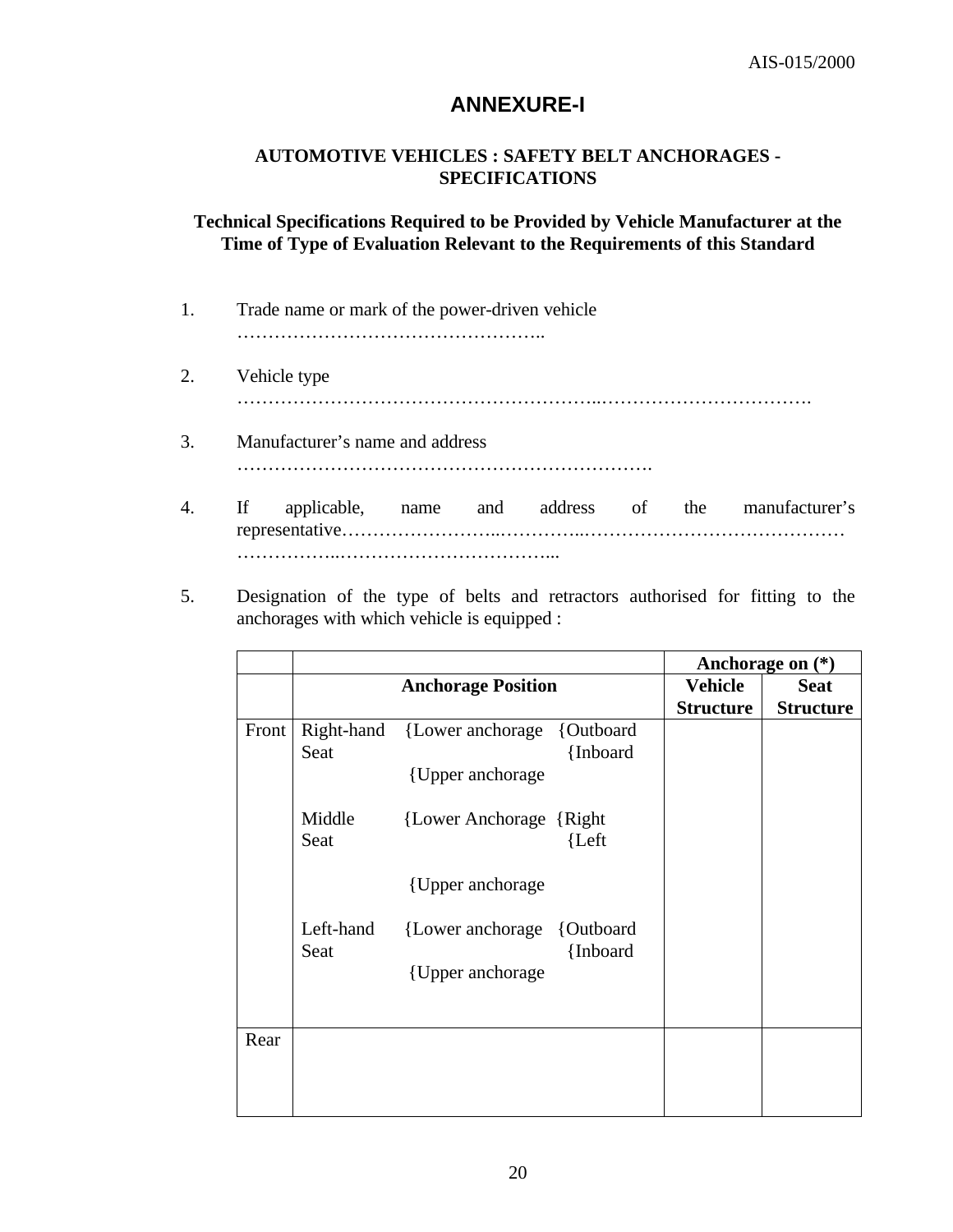# ANNEXURE-I

### AUTOMOTIVE VEHICLES : SAFETY BELT ANCHORAGES - SPECIFICATIONS

### Technical Specifications Required to be Provided by Vehicle Manufacturer at the Time of Type of Evaluation Relevant to the Requirements of this Standard

1. Trade name or mark of the power-driven vehicle …………………………………………..

2. Vehicle type ………………………………………………..…………………………….

3. Manufacturer's name and address ………………………………………………………….

4. If applicable, name and address of the manufacturer's representative……………………..…………..…………………………………… ……………..……………………………...

5. Designation of the type of belts and retractors authorised for fitting to the anchorages with which vehicle is equipped :

| | | | | Anchorage on (*) | |
|---|---|---|---|---|---|
| | Anchorage Position | | | Vehicle Structure | Seat Structure |
| Front | Right-hand Seat | {Lower anchorage | {Outboard | | |
| | | | {Inboard | | |
| | | {Upper anchorage | | | |
| | Middle Seat | {Lower Anchorage | {Right | | |
| | | | {Left | | |
| | | {Upper anchorage | | | |
| | Left-hand Seat | {Lower anchorage | {Outboard | | |
| | | | {Inboard | | |
| | | {Upper anchorage | | | |
| Rear | | | | | |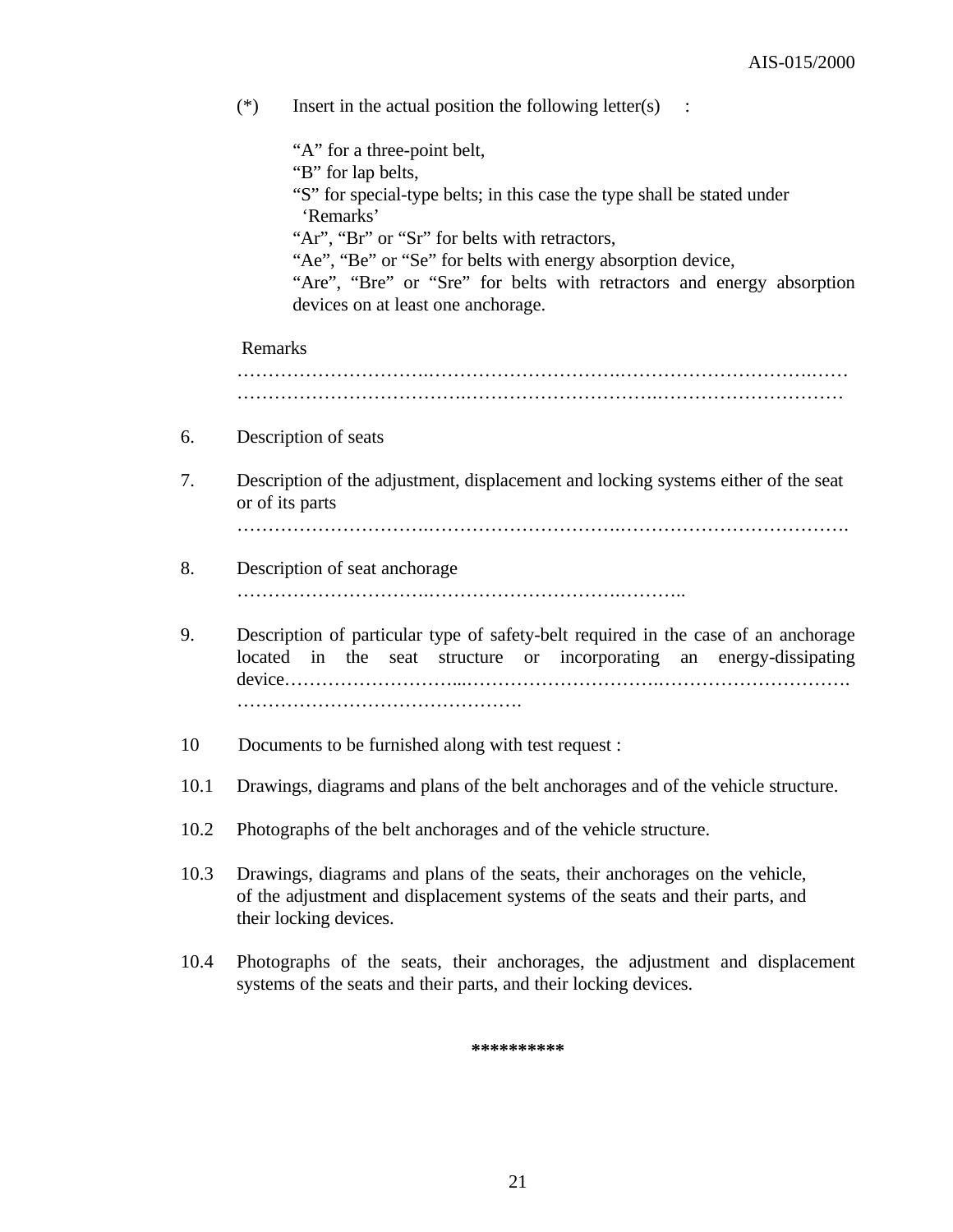(*) Insert in the actual position the following letter(s) :

“A” for a three-point belt,
“B” for lap belts,
“S” for special-type belts; in this case the type shall be stated under ‘Remarks’
“Ar”, “Br” or “Sr” for belts with retractors,
“Ae”, “Be” or “Se” for belts with energy absorption device,
“Are”, “Bre” or “Sre” for belts with retractors and energy absorption devices on at least one anchorage.

Remarks ……………………………………………………………………………………………………………………………………………………………………………………

6. Description of seats

7. Description of the adjustment, displacement and locking systems either of the seat or of its parts ……………………………………………………………………………………………

8. Description of seat anchorage ……………………………………………………………………

9. Description of particular type of safety-belt required in the case of an anchorage located in the seat structure or incorporating an energy-dissipating device………………………………………………………………………………………………………………………

10 Documents to be furnished along with test request :

10.1 Drawings, diagrams and plans of the belt anchorages and of the vehicle structure.

10.2 Photographs of the belt anchorages and of the vehicle structure.

10.3 Drawings, diagrams and plans of the seats, their anchorages on the vehicle, of the adjustment and displacement systems of the seats and their parts, and their locking devices.

10.4 Photographs of the seats, their anchorages, the adjustment and displacement systems of the seats and their parts, and their locking devices.

**********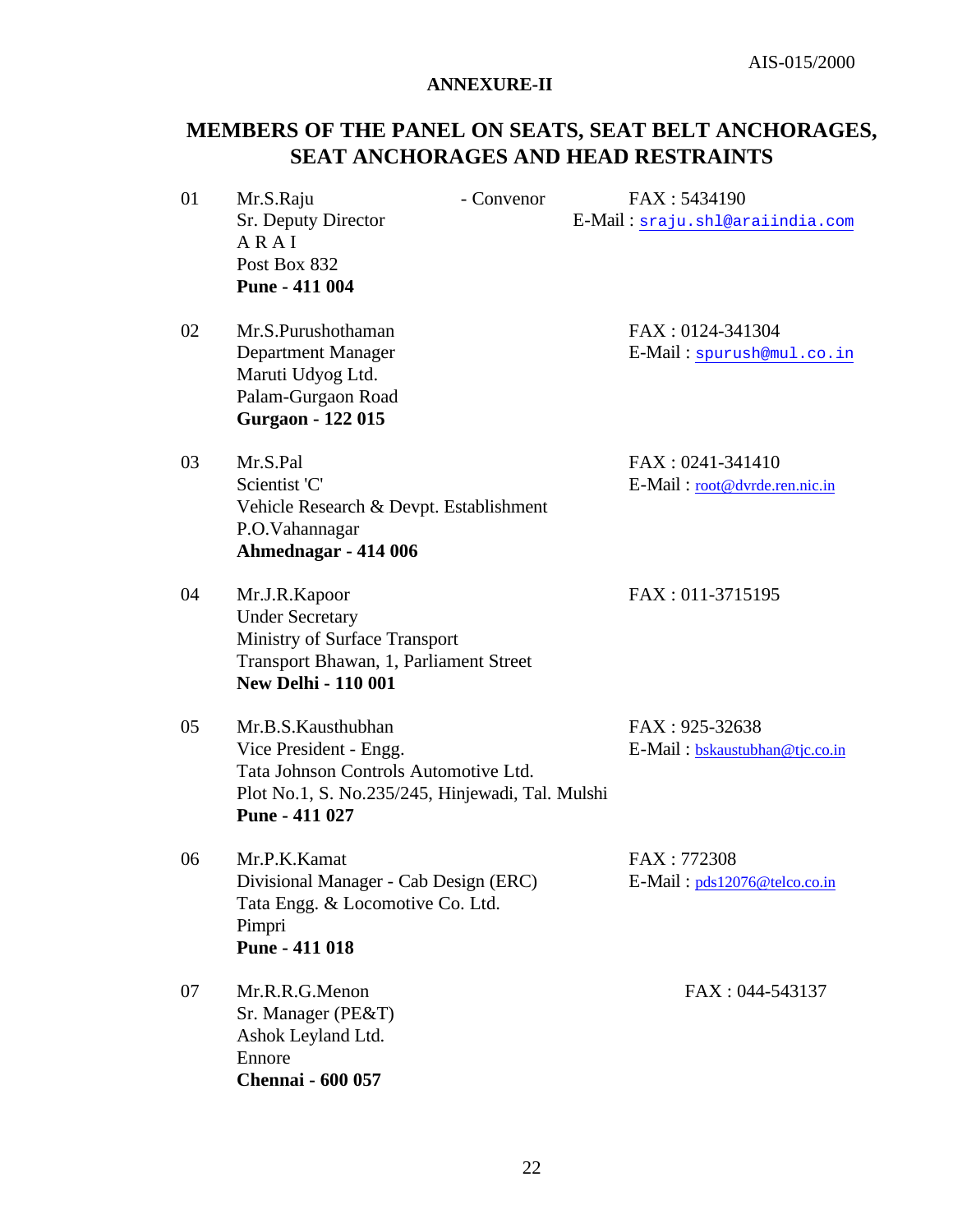## ANNEXURE-II

# MEMBERS OF THE PANEL ON SEATS, SEAT BELT ANCHORAGES, SEAT ANCHORAGES AND HEAD RESTRAINTS

| | | | |
|---|---|---|---|
| 01 | Mr.S.Raju<br>Sr. Deputy Director<br>A R A I<br>Post Box 832<br>**Pune - 411 004** | - Convenor | FAX : 5434190<br>E-Mail : sraju.shl@araiindia.com |
| 02 | Mr.S.Purushothaman<br>Department Manager<br>Maruti Udyog Ltd.<br>Palam-Gurgaon Road<br>**Gurgaon - 122 015** | | FAX : 0124-341304<br>E-Mail : spurush@mul.co.in |
| 03 | Mr.S.Pal<br>Scientist 'C'<br>Vehicle Research & Devpt. Establishment<br>P.O.Vahannagar<br>**Ahmednagar - 414 006** | | FAX : 0241-341410<br>E-Mail : root@dvrde.ren.nic.in |
| 04 | Mr.J.R.Kapoor<br>Under Secretary<br>Ministry of Surface Transport<br>Transport Bhawan, 1, Parliament Street<br>**New Delhi - 110 001** | | FAX : 011-3715195 |
| 05 | Mr.B.S.Kausthubhan<br>Vice President - Engg.<br>Tata Johnson Controls Automotive Ltd.<br>Plot No.1, S. No.235/245, Hinjewadi, Tal. Mulshi<br>**Pune - 411 027** | | FAX : 925-32638<br>E-Mail : bskaustubhan@tjc.co.in |
| 06 | Mr.P.K.Kamat<br>Divisional Manager - Cab Design (ERC)<br>Tata Engg. & Locomotive Co. Ltd.<br>Pimpri<br>**Pune - 411 018** | | FAX : 772308<br>E-Mail : pds12076@telco.co.in |
| 07 | Mr.R.R.G.Menon<br>Sr. Manager (PE&T)<br>Ashok Leyland Ltd.<br>Ennore<br>**Chennai - 600 057** | | FAX : 044-543137 |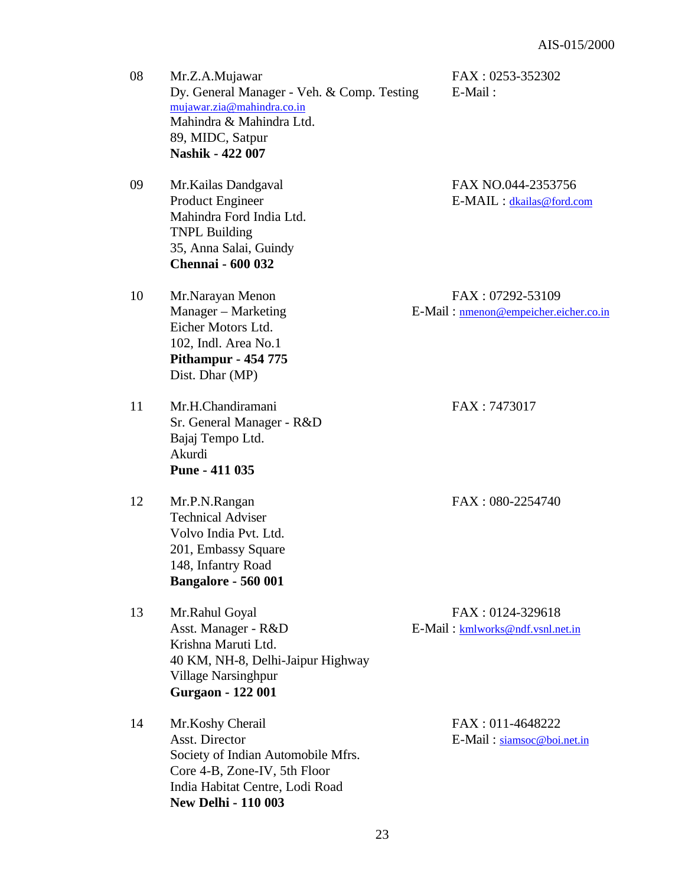08 Mr.Z.A.Mujawar
Dy. General Manager - Veh. & Comp. Testing
mujawar.zia@mahindra.co.in
Mahindra & Mahindra Ltd.
89, MIDC, Satpur
**Nashik - 422 007**

FAX : 0253-352302
E-Mail :

09 Mr.Kailas Dandgaval
Product Engineer
Mahindra Ford India Ltd.
TNPL Building
35, Anna Salai, Guindy
**Chennai - 600 032**

FAX NO.044-2353756
E-MAIL : dkailas@ford.com

10 Mr.Narayan Menon
Manager – Marketing
Eicher Motors Ltd.
102, Indl. Area No.1
**Pithampur - 454 775**
Dist. Dhar (MP)

FAX : 07292-53109
E-Mail : nmenon@empeicher.eicher.co.in

11 Mr.H.Chandiramani
Sr. General Manager - R&D
Bajaj Tempo Ltd.
Akurdi
**Pune - 411 035**

FAX : 7473017

12 Mr.P.N.Rangan
Technical Adviser
Volvo India Pvt. Ltd.
201, Embassy Square
148, Infantry Road
**Bangalore - 560 001**

FAX : 080-2254740

13 Mr.Rahul Goyal
Asst. Manager - R&D
Krishna Maruti Ltd.
40 KM, NH-8, Delhi-Jaipur Highway
Village Narsinghpur
**Gurgaon - 122 001**

FAX : 0124-329618
E-Mail : kmlworks@ndf.vsnl.net.in

14 Mr.Koshy Cherail
Asst. Director
Society of Indian Automobile Mfrs.
Core 4-B, Zone-IV, 5th Floor
India Habitat Centre, Lodi Road
**New Delhi - 110 003**

FAX : 011-4648222
E-Mail : siamsoc@boi.net.in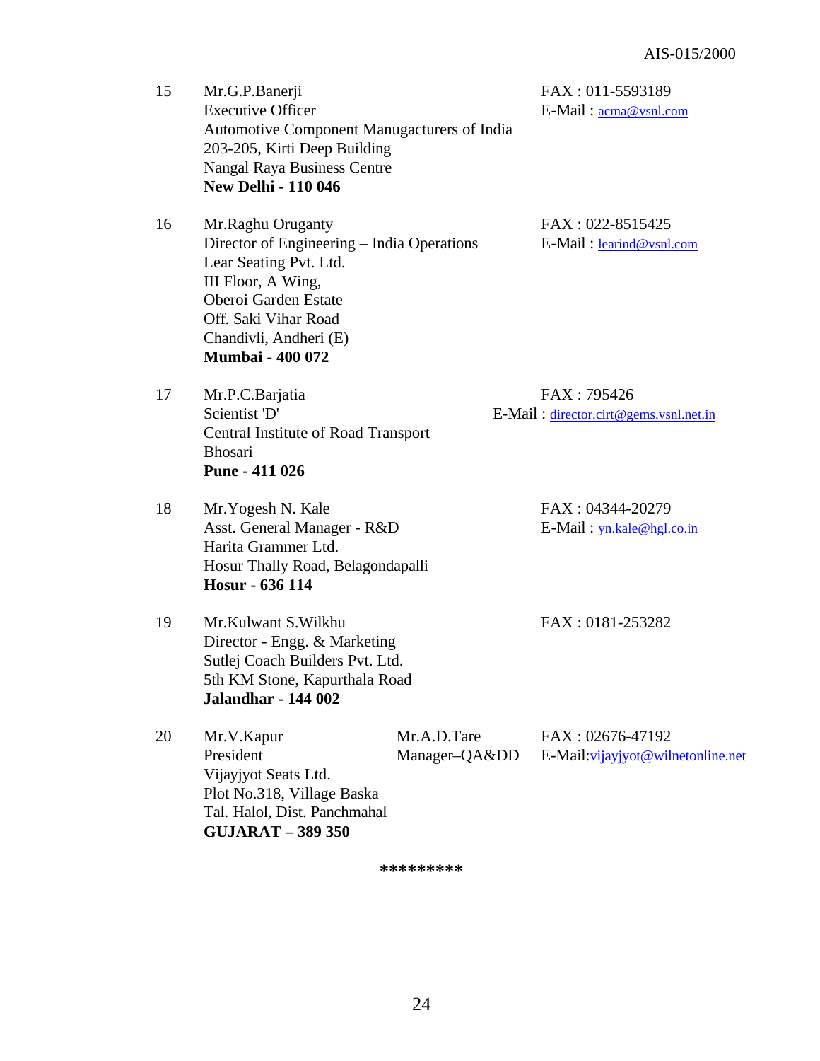15 Mr.G.P.Banerji
Executive Officer
Automotive Component Manugacturers of India
203-205, Kirti Deep Building
Nangal Raya Business Centre
**New Delhi - 110 046**

FAX : 011-5593189
E-Mail : acma@vsnl.com

16 Mr.Raghu Oruganty
Director of Engineering – India Operations
Lear Seating Pvt. Ltd.
III Floor, A Wing,
Oberoi Garden Estate
Off. Saki Vihar Road
Chandivli, Andheri (E)
**Mumbai - 400 072**

FAX : 022-8515425
E-Mail : learind@vsnl.com

17 Mr.P.C.Barjatia
Scientist 'D'
Central Institute of Road Transport
Bhosari
**Pune - 411 026**

FAX : 795426
E-Mail : director.cirt@gems.vsnl.net.in

18 Mr.Yogesh N. Kale
Asst. General Manager - R&D
Harita Grammer Ltd.
Hosur Thally Road, Belagondapalli
**Hosur - 636 114**

FAX : 04344-20279
E-Mail : yn.kale@hgl.co.in

19 Mr.Kulwant S.Wilkhu
Director - Engg. & Marketing
Sutlej Coach Builders Pvt. Ltd.
5th KM Stone, Kapurthala Road
**Jalandhar - 144 002**

FAX : 0181-253282

20 Mr.V.Kapur
President
Vijayjyot Seats Ltd.
Plot No.318, Village Baska
Tal. Halol, Dist. Panchmahal
**GUJARAT – 389 350**

Mr.A.D.Tare
Manager–QA&DD

FAX : 02676-47192
E-Mail:vijayjyot@wilnetonline.net

**\*\*\*\*\*\*\*\*\***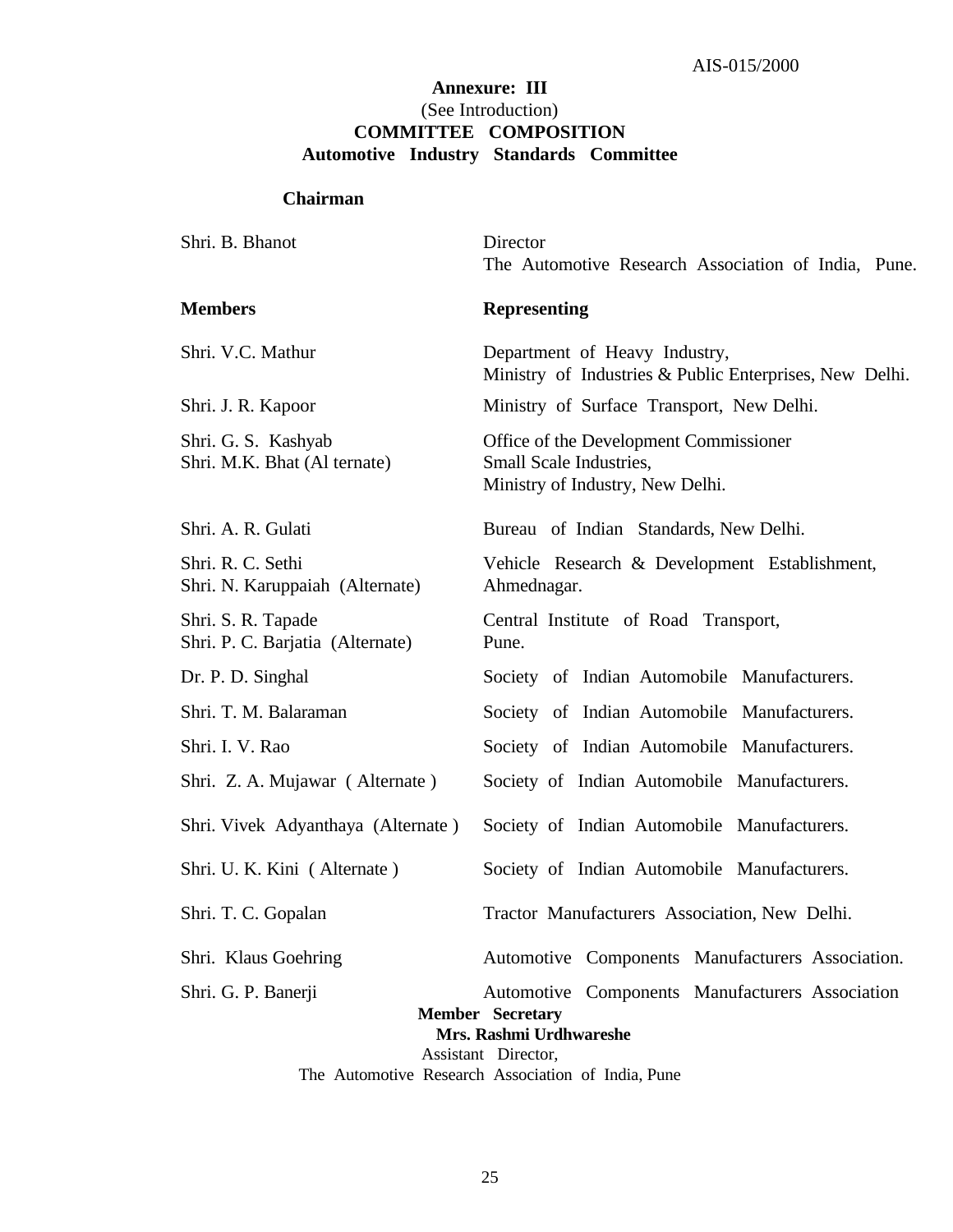**Annexure: III**
(See Introduction)
**COMMITTEE COMPOSITION**
**Automotive Industry Standards Committee**

**Chairman**

| | |
|---|---|
| Shri. B. Bhanot | Director<br>The Automotive Research Association of India, Pune. |
| **Members** | **Representing** |
| Shri. V.C. Mathur | Department of Heavy Industry,<br>Ministry of Industries & Public Enterprises, New Delhi. |
| Shri. J. R. Kapoor | Ministry of Surface Transport, New Delhi. |
| Shri. G. S. Kashyab<br>Shri. M.K. Bhat (Al ternate) | Office of the Development Commissioner<br>Small Scale Industries,<br>Ministry of Industry, New Delhi. |
| Shri. A. R. Gulati | Bureau of Indian Standards, New Delhi. |
| Shri. R. C. Sethi<br>Shri. N. Karuppaiah (Alternate) | Vehicle Research & Development Establishment,<br>Ahmednagar. |
| Shri. S. R. Tapade<br>Shri. P. C. Barjatia (Alternate) | Central Institute of Road Transport,<br>Pune. |
| Dr. P. D. Singhal | Society of Indian Automobile Manufacturers. |
| Shri. T. M. Balaraman | Society of Indian Automobile Manufacturers. |
| Shri. I. V. Rao | Society of Indian Automobile Manufacturers. |
| Shri. Z. A. Mujawar ( Alternate ) | Society of Indian Automobile Manufacturers. |
| Shri. Vivek Adyanthaya (Alternate ) | Society of Indian Automobile Manufacturers. |
| Shri. U. K. Kini ( Alternate ) | Society of Indian Automobile Manufacturers. |
| Shri. T. C. Gopalan | Tractor Manufacturers Association, New Delhi. |
| Shri. Klaus Goehring | Automotive Components Manufacturers Association. |
| Shri. G. P. Banerji | Automotive Components Manufacturers Association |

**Member Secretary**
**Mrs. Rashmi Urdhwareshe**
Assistant Director,
The Automotive Research Association of India, Pune